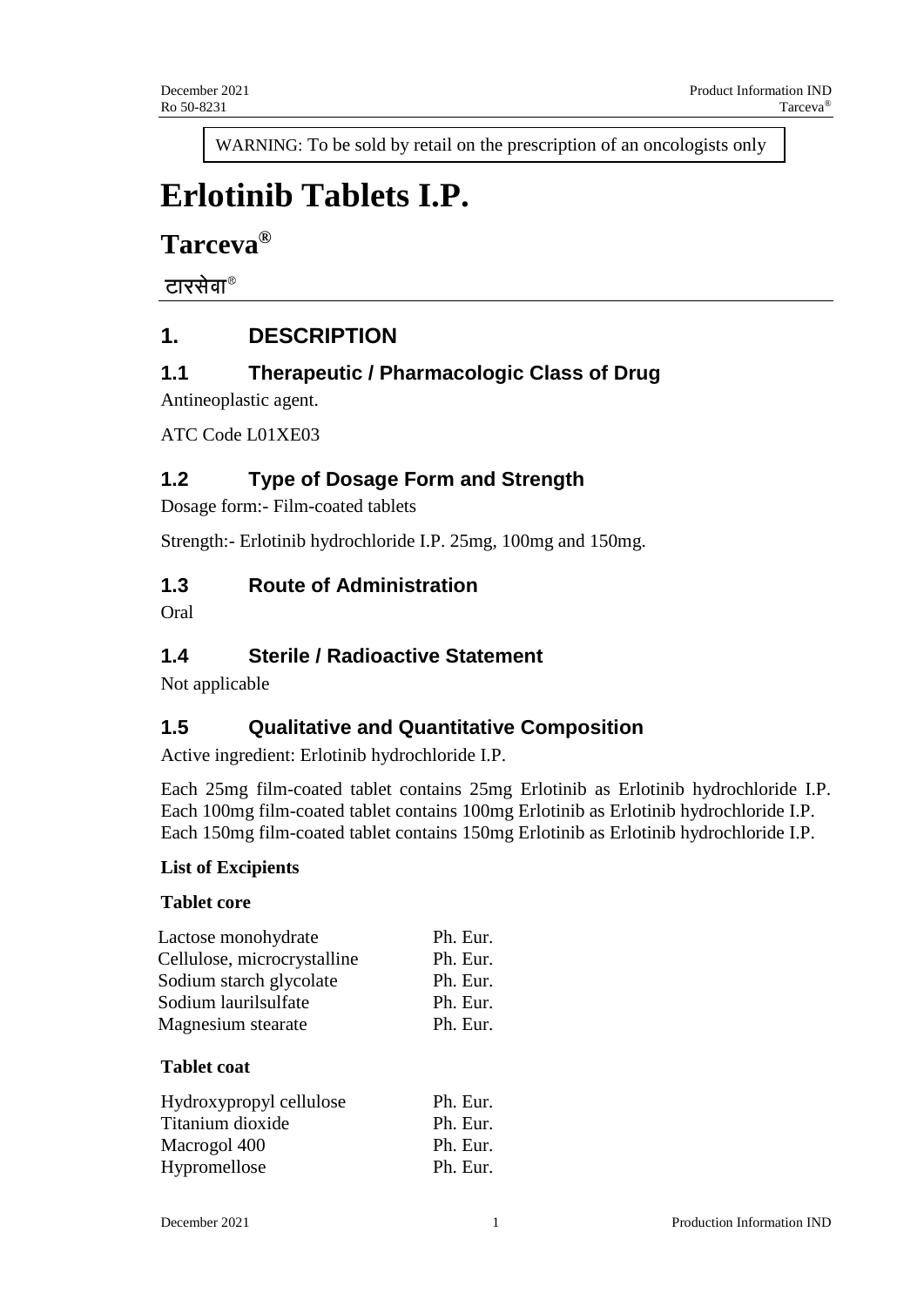WARNING: To be sold by retail on the prescription of an oncologists only

# Erlotinib Tablets I.P.

## Tarceva®

टारसेवा®

## 1. DESCRIPTION

### 1.1 Therapeutic / Pharmacologic Class of Drug

Antineoplastic agent.

ATC Code L01XE03

### 1.2 Type of Dosage Form and Strength

Dosage form:- Film-coated tablets

Strength:- Erlotinib hydrochloride I.P. 25mg, 100mg and 150mg.

### 1.3 Route of Administration

Oral

### 1.4 Sterile / Radioactive Statement

Not applicable

### 1.5 Qualitative and Quantitative Composition

Active ingredient: Erlotinib hydrochloride I.P.

Each 25mg film-coated tablet contains 25mg Erlotinib as Erlotinib hydrochloride I.P. Each 100mg film-coated tablet contains 100mg Erlotinib as Erlotinib hydrochloride I.P. Each 150mg film-coated tablet contains 150mg Erlotinib as Erlotinib hydrochloride I.P.

**List of Excipients**

**Tablet core**

| | |
|---|---|
| Lactose monohydrate | Ph. Eur. |
| Cellulose, microcrystalline | Ph. Eur. |
| Sodium starch glycolate | Ph. Eur. |
| Sodium laurilsulfate | Ph. Eur. |
| Magnesium stearate | Ph. Eur. |

**Tablet coat**

| | |
|---|---|
| Hydroxypropyl cellulose | Ph. Eur. |
| Titanium dioxide | Ph. Eur. |
| Macrogol 400 | Ph. Eur. |
| Hypromellose | Ph. Eur. |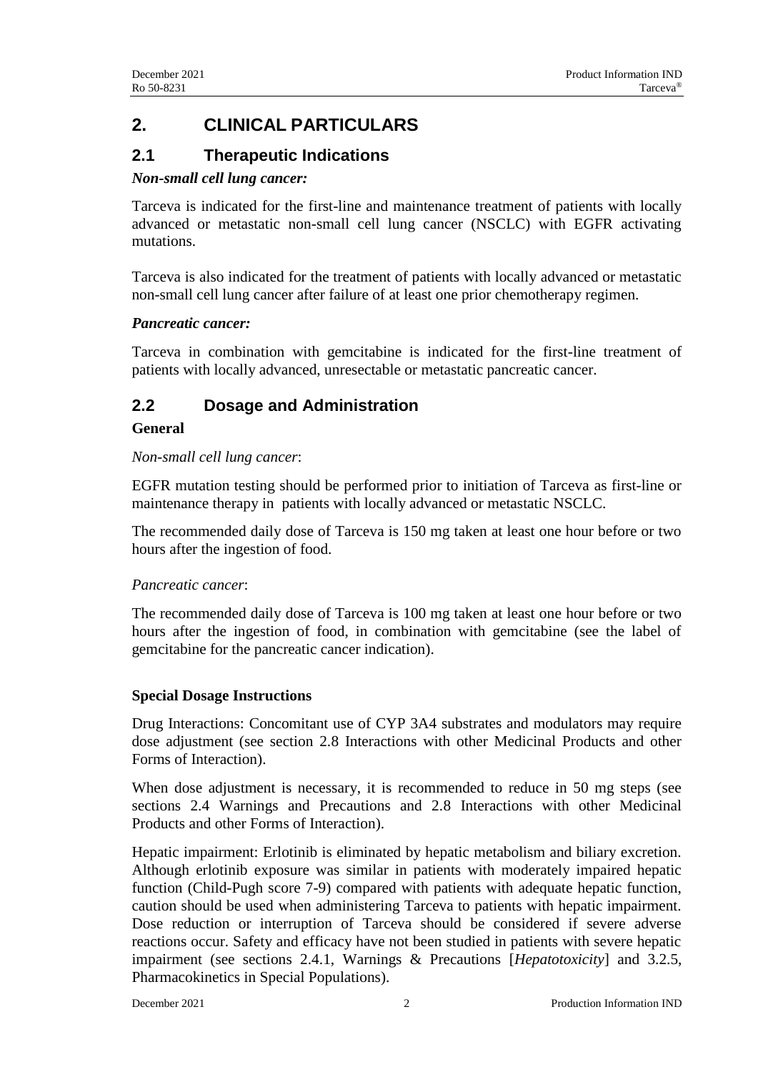# 2. CLINICAL PARTICULARS

## 2.1 Therapeutic Indications

***Non-small cell lung cancer:***

Tarceva is indicated for the first-line and maintenance treatment of patients with locally advanced or metastatic non-small cell lung cancer (NSCLC) with EGFR activating mutations.

Tarceva is also indicated for the treatment of patients with locally advanced or metastatic non-small cell lung cancer after failure of at least one prior chemotherapy regimen.

***Pancreatic cancer:***

Tarceva in combination with gemcitabine is indicated for the first-line treatment of patients with locally advanced, unresectable or metastatic pancreatic cancer.

## 2.2 Dosage and Administration

**General**

*Non-small cell lung cancer*:

EGFR mutation testing should be performed prior to initiation of Tarceva as first-line or maintenance therapy in patients with locally advanced or metastatic NSCLC.

The recommended daily dose of Tarceva is 150 mg taken at least one hour before or two hours after the ingestion of food.

*Pancreatic cancer*:

The recommended daily dose of Tarceva is 100 mg taken at least one hour before or two hours after the ingestion of food, in combination with gemcitabine (see the label of gemcitabine for the pancreatic cancer indication).

**Special Dosage Instructions**

Drug Interactions: Concomitant use of CYP 3A4 substrates and modulators may require dose adjustment (see section 2.8 Interactions with other Medicinal Products and other Forms of Interaction).

When dose adjustment is necessary, it is recommended to reduce in 50 mg steps (see sections 2.4 Warnings and Precautions and 2.8 Interactions with other Medicinal Products and other Forms of Interaction).

Hepatic impairment: Erlotinib is eliminated by hepatic metabolism and biliary excretion. Although erlotinib exposure was similar in patients with moderately impaired hepatic function (Child-Pugh score 7-9) compared with patients with adequate hepatic function, caution should be used when administering Tarceva to patients with hepatic impairment. Dose reduction or interruption of Tarceva should be considered if severe adverse reactions occur. Safety and efficacy have not been studied in patients with severe hepatic impairment (see sections 2.4.1, Warnings & Precautions [*Hepatotoxicity*] and 3.2.5, Pharmacokinetics in Special Populations).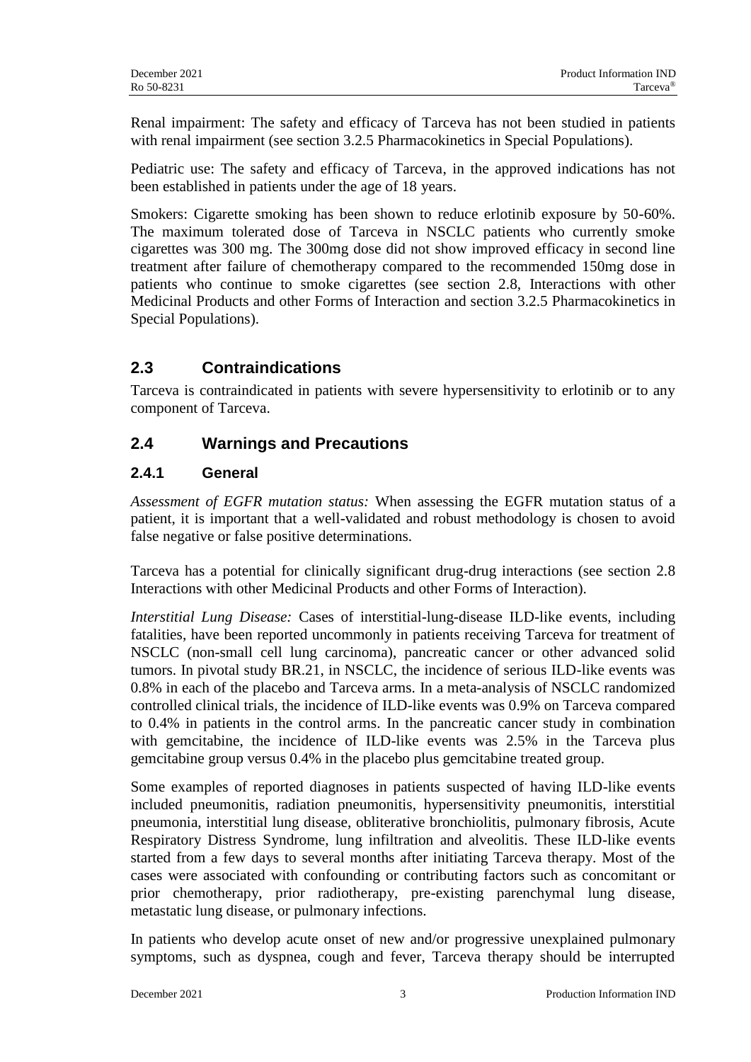Renal impairment: The safety and efficacy of Tarceva has not been studied in patients with renal impairment (see section 3.2.5 Pharmacokinetics in Special Populations).

Pediatric use: The safety and efficacy of Tarceva, in the approved indications has not been established in patients under the age of 18 years.

Smokers: Cigarette smoking has been shown to reduce erlotinib exposure by 50-60%. The maximum tolerated dose of Tarceva in NSCLC patients who currently smoke cigarettes was 300 mg. The 300mg dose did not show improved efficacy in second line treatment after failure of chemotherapy compared to the recommended 150mg dose in patients who continue to smoke cigarettes (see section 2.8, Interactions with other Medicinal Products and other Forms of Interaction and section 3.2.5 Pharmacokinetics in Special Populations).

## 2.3 Contraindications

Tarceva is contraindicated in patients with severe hypersensitivity to erlotinib or to any component of Tarceva.

## 2.4 Warnings and Precautions

### 2.4.1 General

*Assessment of EGFR mutation status:* When assessing the EGFR mutation status of a patient, it is important that a well-validated and robust methodology is chosen to avoid false negative or false positive determinations.

Tarceva has a potential for clinically significant drug-drug interactions (see section 2.8 Interactions with other Medicinal Products and other Forms of Interaction).

*Interstitial Lung Disease:* Cases of interstitial-lung-disease ILD-like events, including fatalities, have been reported uncommonly in patients receiving Tarceva for treatment of NSCLC (non-small cell lung carcinoma), pancreatic cancer or other advanced solid tumors. In pivotal study BR.21, in NSCLC, the incidence of serious ILD-like events was 0.8% in each of the placebo and Tarceva arms. In a meta-analysis of NSCLC randomized controlled clinical trials, the incidence of ILD-like events was 0.9% on Tarceva compared to 0.4% in patients in the control arms. In the pancreatic cancer study in combination with gemcitabine, the incidence of ILD-like events was 2.5% in the Tarceva plus gemcitabine group versus 0.4% in the placebo plus gemcitabine treated group.

Some examples of reported diagnoses in patients suspected of having ILD-like events included pneumonitis, radiation pneumonitis, hypersensitivity pneumonitis, interstitial pneumonia, interstitial lung disease, obliterative bronchiolitis, pulmonary fibrosis, Acute Respiratory Distress Syndrome, lung infiltration and alveolitis. These ILD-like events started from a few days to several months after initiating Tarceva therapy. Most of the cases were associated with confounding or contributing factors such as concomitant or prior chemotherapy, prior radiotherapy, pre-existing parenchymal lung disease, metastatic lung disease, or pulmonary infections.

In patients who develop acute onset of new and/or progressive unexplained pulmonary symptoms, such as dyspnea, cough and fever, Tarceva therapy should be interrupted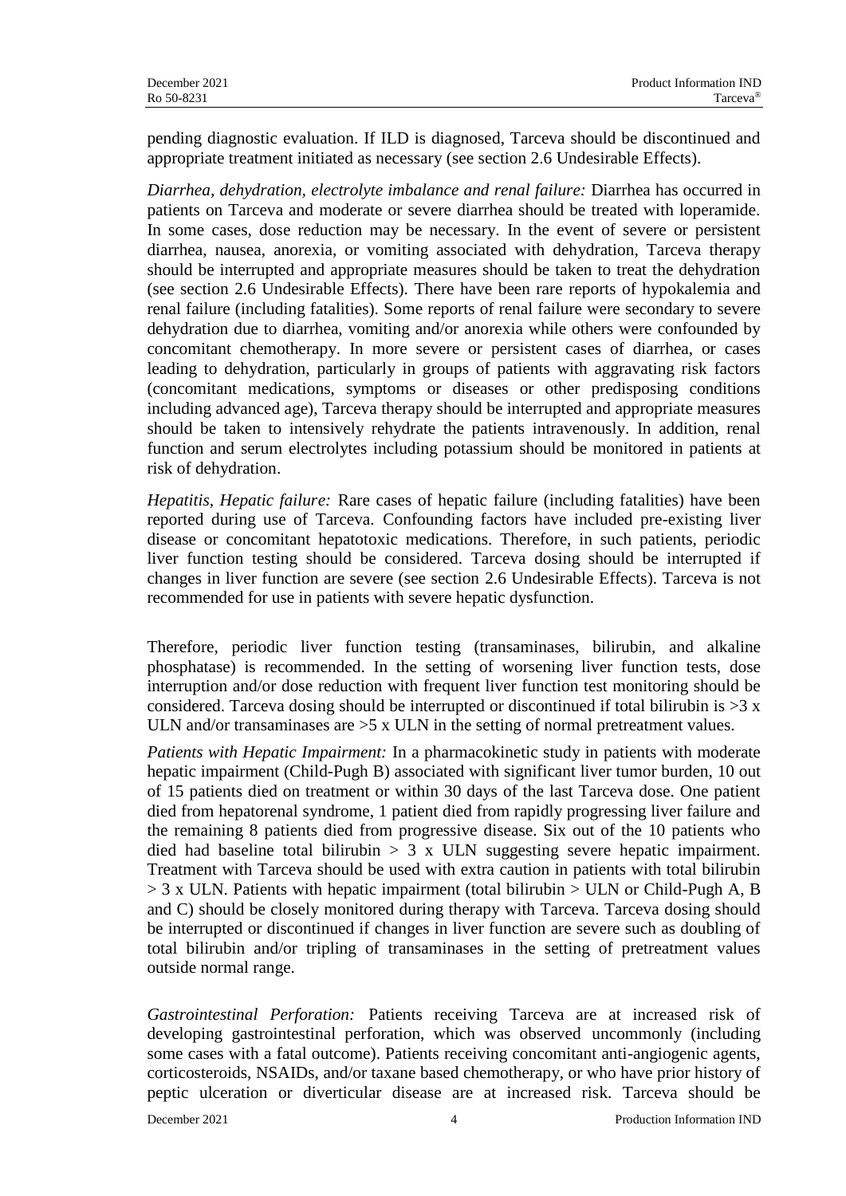pending diagnostic evaluation. If ILD is diagnosed, Tarceva should be discontinued and appropriate treatment initiated as necessary (see section 2.6 Undesirable Effects).

*Diarrhea, dehydration, electrolyte imbalance and renal failure:* Diarrhea has occurred in patients on Tarceva and moderate or severe diarrhea should be treated with loperamide. In some cases, dose reduction may be necessary. In the event of severe or persistent diarrhea, nausea, anorexia, or vomiting associated with dehydration, Tarceva therapy should be interrupted and appropriate measures should be taken to treat the dehydration (see section 2.6 Undesirable Effects). There have been rare reports of hypokalemia and renal failure (including fatalities). Some reports of renal failure were secondary to severe dehydration due to diarrhea, vomiting and/or anorexia while others were confounded by concomitant chemotherapy. In more severe or persistent cases of diarrhea, or cases leading to dehydration, particularly in groups of patients with aggravating risk factors (concomitant medications, symptoms or diseases or other predisposing conditions including advanced age), Tarceva therapy should be interrupted and appropriate measures should be taken to intensively rehydrate the patients intravenously. In addition, renal function and serum electrolytes including potassium should be monitored in patients at risk of dehydration.

*Hepatitis, Hepatic failure:* Rare cases of hepatic failure (including fatalities) have been reported during use of Tarceva. Confounding factors have included pre-existing liver disease or concomitant hepatotoxic medications. Therefore, in such patients, periodic liver function testing should be considered. Tarceva dosing should be interrupted if changes in liver function are severe (see section 2.6 Undesirable Effects). Tarceva is not recommended for use in patients with severe hepatic dysfunction.

Therefore, periodic liver function testing (transaminases, bilirubin, and alkaline phosphatase) is recommended. In the setting of worsening liver function tests, dose interruption and/or dose reduction with frequent liver function test monitoring should be considered. Tarceva dosing should be interrupted or discontinued if total bilirubin is >3 x ULN and/or transaminases are >5 x ULN in the setting of normal pretreatment values.

*Patients with Hepatic Impairment:* In a pharmacokinetic study in patients with moderate hepatic impairment (Child-Pugh B) associated with significant liver tumor burden, 10 out of 15 patients died on treatment or within 30 days of the last Tarceva dose. One patient died from hepatorenal syndrome, 1 patient died from rapidly progressing liver failure and the remaining 8 patients died from progressive disease. Six out of the 10 patients who died had baseline total bilirubin > 3 x ULN suggesting severe hepatic impairment. Treatment with Tarceva should be used with extra caution in patients with total bilirubin > 3 x ULN. Patients with hepatic impairment (total bilirubin > ULN or Child-Pugh A, B and C) should be closely monitored during therapy with Tarceva. Tarceva dosing should be interrupted or discontinued if changes in liver function are severe such as doubling of total bilirubin and/or tripling of transaminases in the setting of pretreatment values outside normal range.

*Gastrointestinal Perforation:* Patients receiving Tarceva are at increased risk of developing gastrointestinal perforation, which was observed uncommonly (including some cases with a fatal outcome). Patients receiving concomitant anti-angiogenic agents, corticosteroids, NSAIDs, and/or taxane based chemotherapy, or who have prior history of peptic ulceration or diverticular disease are at increased risk. Tarceva should be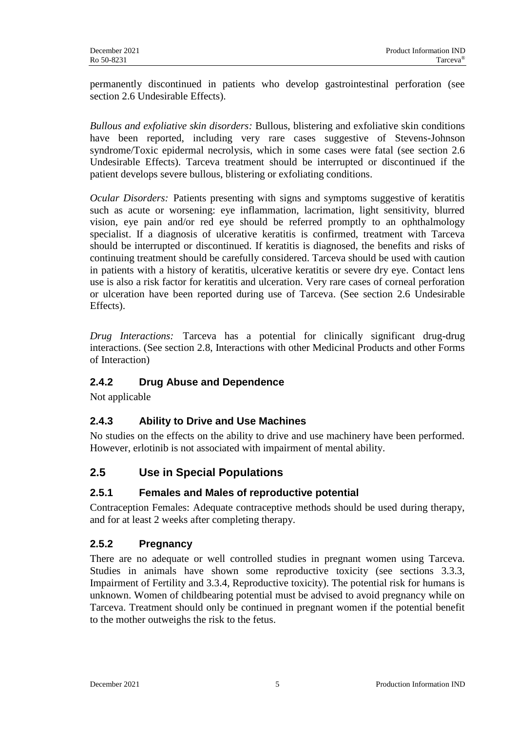permanently discontinued in patients who develop gastrointestinal perforation (see section 2.6 Undesirable Effects).

*Bullous and exfoliative skin disorders:* Bullous, blistering and exfoliative skin conditions have been reported, including very rare cases suggestive of Stevens-Johnson syndrome/Toxic epidermal necrolysis, which in some cases were fatal (see section 2.6 Undesirable Effects). Tarceva treatment should be interrupted or discontinued if the patient develops severe bullous, blistering or exfoliating conditions.

*Ocular Disorders:* Patients presenting with signs and symptoms suggestive of keratitis such as acute or worsening: eye inflammation, lacrimation, light sensitivity, blurred vision, eye pain and/or red eye should be referred promptly to an ophthalmology specialist. If a diagnosis of ulcerative keratitis is confirmed, treatment with Tarceva should be interrupted or discontinued. If keratitis is diagnosed, the benefits and risks of continuing treatment should be carefully considered. Tarceva should be used with caution in patients with a history of keratitis, ulcerative keratitis or severe dry eye. Contact lens use is also a risk factor for keratitis and ulceration. Very rare cases of corneal perforation or ulceration have been reported during use of Tarceva. (See section 2.6 Undesirable Effects).

*Drug Interactions:* Tarceva has a potential for clinically significant drug-drug interactions. (See section 2.8, Interactions with other Medicinal Products and other Forms of Interaction)

### 2.4.2 Drug Abuse and Dependence

Not applicable

### 2.4.3 Ability to Drive and Use Machines

No studies on the effects on the ability to drive and use machinery have been performed. However, erlotinib is not associated with impairment of mental ability.

## 2.5 Use in Special Populations

### 2.5.1 Females and Males of reproductive potential

Contraception Females: Adequate contraceptive methods should be used during therapy, and for at least 2 weeks after completing therapy.

### 2.5.2 Pregnancy

There are no adequate or well controlled studies in pregnant women using Tarceva. Studies in animals have shown some reproductive toxicity (see sections 3.3.3, Impairment of Fertility and 3.3.4, Reproductive toxicity). The potential risk for humans is unknown. Women of childbearing potential must be advised to avoid pregnancy while on Tarceva. Treatment should only be continued in pregnant women if the potential benefit to the mother outweighs the risk to the fetus.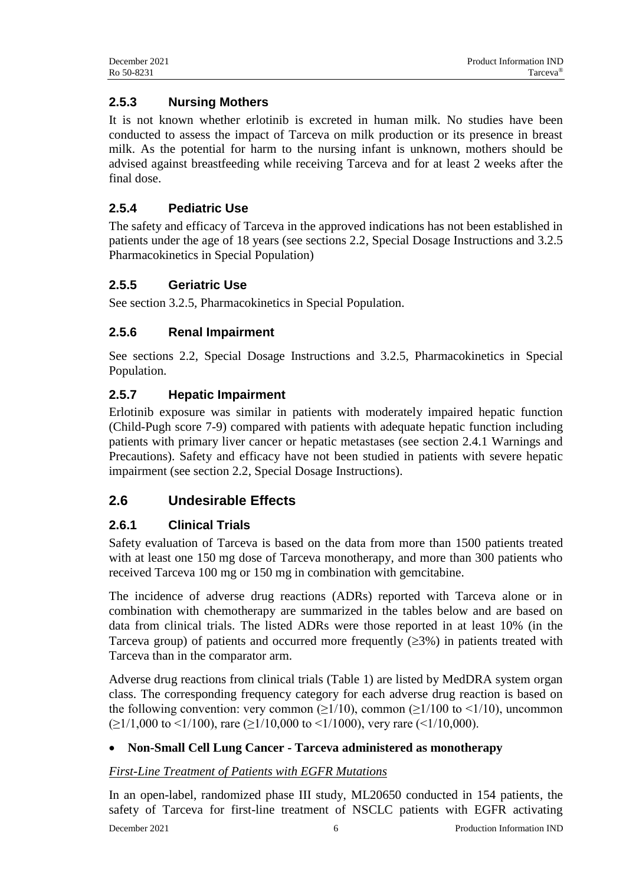### 2.5.3 Nursing Mothers

It is not known whether erlotinib is excreted in human milk. No studies have been conducted to assess the impact of Tarceva on milk production or its presence in breast milk. As the potential for harm to the nursing infant is unknown, mothers should be advised against breastfeeding while receiving Tarceva and for at least 2 weeks after the final dose.

### 2.5.4 Pediatric Use

The safety and efficacy of Tarceva in the approved indications has not been established in patients under the age of 18 years (see sections 2.2, Special Dosage Instructions and 3.2.5 Pharmacokinetics in Special Population)

### 2.5.5 Geriatric Use

See section 3.2.5, Pharmacokinetics in Special Population.

### 2.5.6 Renal Impairment

See sections 2.2, Special Dosage Instructions and 3.2.5, Pharmacokinetics in Special Population.

### 2.5.7 Hepatic Impairment

Erlotinib exposure was similar in patients with moderately impaired hepatic function (Child-Pugh score 7-9) compared with patients with adequate hepatic function including patients with primary liver cancer or hepatic metastases (see section 2.4.1 Warnings and Precautions). Safety and efficacy have not been studied in patients with severe hepatic impairment (see section 2.2, Special Dosage Instructions).

## 2.6 Undesirable Effects

### 2.6.1 Clinical Trials

Safety evaluation of Tarceva is based on the data from more than 1500 patients treated with at least one 150 mg dose of Tarceva monotherapy, and more than 300 patients who received Tarceva 100 mg or 150 mg in combination with gemcitabine.

The incidence of adverse drug reactions (ADRs) reported with Tarceva alone or in combination with chemotherapy are summarized in the tables below and are based on data from clinical trials. The listed ADRs were those reported in at least 10% (in the Tarceva group) of patients and occurred more frequently (≥3%) in patients treated with Tarceva than in the comparator arm.

Adverse drug reactions from clinical trials (Table 1) are listed by MedDRA system organ class. The corresponding frequency category for each adverse drug reaction is based on the following convention: very common (≥1/10), common (≥1/100 to <1/10), uncommon (≥1/1,000 to <1/100), rare (≥1/10,000 to <1/1000), very rare (<1/10,000).

- **Non-Small Cell Lung Cancer - Tarceva administered as monotherapy**

*First-Line Treatment of Patients with EGFR Mutations*

In an open-label, randomized phase III study, ML20650 conducted in 154 patients, the safety of Tarceva for first-line treatment of NSCLC patients with EGFR activating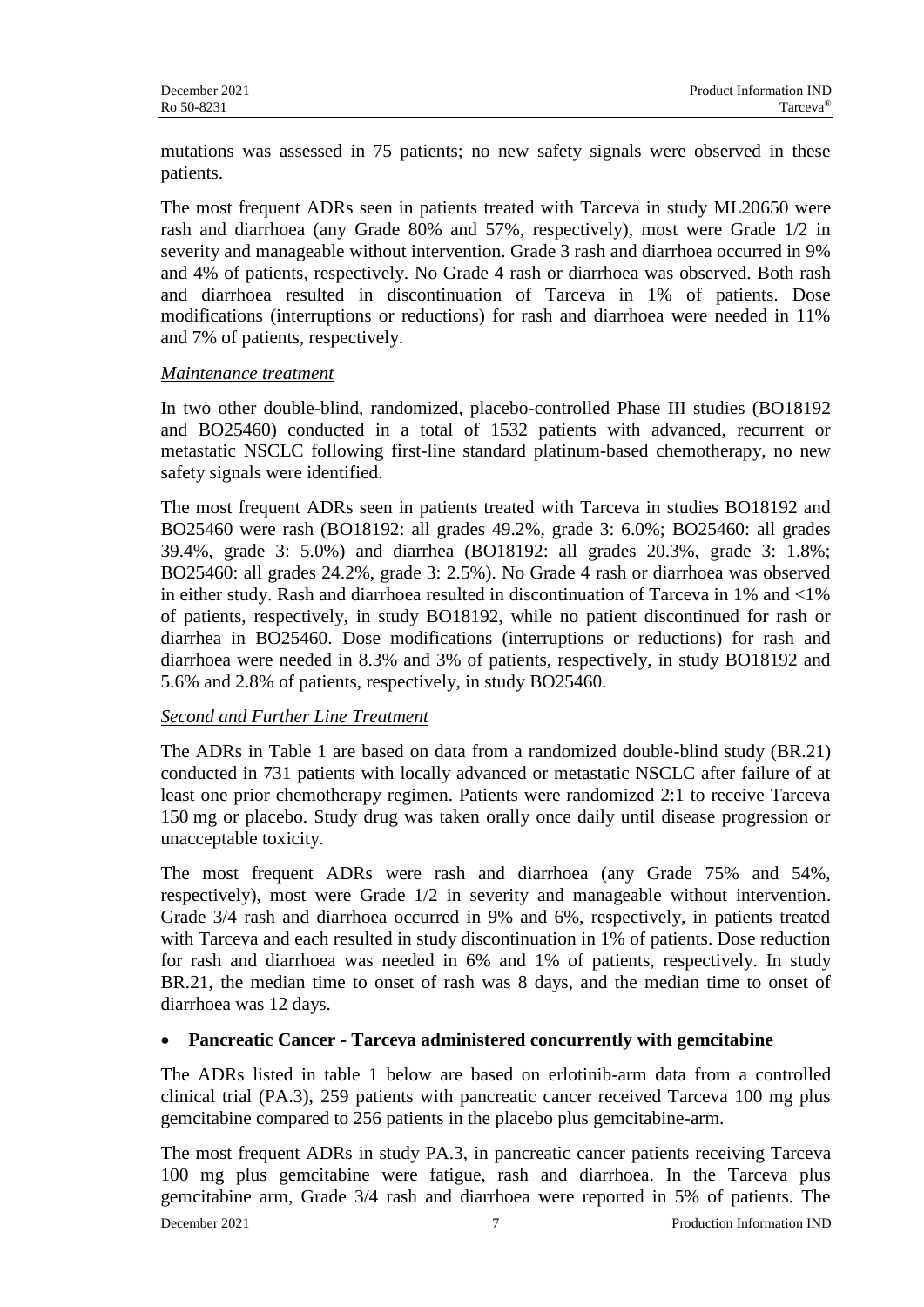mutations was assessed in 75 patients; no new safety signals were observed in these patients.

The most frequent ADRs seen in patients treated with Tarceva in study ML20650 were rash and diarrhoea (any Grade 80% and 57%, respectively), most were Grade 1/2 in severity and manageable without intervention. Grade 3 rash and diarrhoea occurred in 9% and 4% of patients, respectively. No Grade 4 rash or diarrhoea was observed. Both rash and diarrhoea resulted in discontinuation of Tarceva in 1% of patients. Dose modifications (interruptions or reductions) for rash and diarrhoea were needed in 11% and 7% of patients, respectively.

*Maintenance treatment*

In two other double-blind, randomized, placebo-controlled Phase III studies (BO18192 and BO25460) conducted in a total of 1532 patients with advanced, recurrent or metastatic NSCLC following first-line standard platinum-based chemotherapy, no new safety signals were identified.

The most frequent ADRs seen in patients treated with Tarceva in studies BO18192 and BO25460 were rash (BO18192: all grades 49.2%, grade 3: 6.0%; BO25460: all grades 39.4%, grade 3: 5.0%) and diarrhea (BO18192: all grades 20.3%, grade 3: 1.8%; BO25460: all grades 24.2%, grade 3: 2.5%). No Grade 4 rash or diarrhoea was observed in either study. Rash and diarrhoea resulted in discontinuation of Tarceva in 1% and <1% of patients, respectively, in study BO18192, while no patient discontinued for rash or diarrhea in BO25460. Dose modifications (interruptions or reductions) for rash and diarrhoea were needed in 8.3% and 3% of patients, respectively, in study BO18192 and 5.6% and 2.8% of patients, respectively, in study BO25460.

*Second and Further Line Treatment*

The ADRs in Table 1 are based on data from a randomized double-blind study (BR.21) conducted in 731 patients with locally advanced or metastatic NSCLC after failure of at least one prior chemotherapy regimen. Patients were randomized 2:1 to receive Tarceva 150 mg or placebo. Study drug was taken orally once daily until disease progression or unacceptable toxicity.

The most frequent ADRs were rash and diarrhoea (any Grade 75% and 54%, respectively), most were Grade 1/2 in severity and manageable without intervention. Grade 3/4 rash and diarrhoea occurred in 9% and 6%, respectively, in patients treated with Tarceva and each resulted in study discontinuation in 1% of patients. Dose reduction for rash and diarrhoea was needed in 6% and 1% of patients, respectively. In study BR.21, the median time to onset of rash was 8 days, and the median time to onset of diarrhoea was 12 days.

- **Pancreatic Cancer - Tarceva administered concurrently with gemcitabine**

The ADRs listed in table 1 below are based on erlotinib-arm data from a controlled clinical trial (PA.3), 259 patients with pancreatic cancer received Tarceva 100 mg plus gemcitabine compared to 256 patients in the placebo plus gemcitabine-arm.

The most frequent ADRs in study PA.3, in pancreatic cancer patients receiving Tarceva 100 mg plus gemcitabine were fatigue, rash and diarrhoea. In the Tarceva plus gemcitabine arm, Grade 3/4 rash and diarrhoea were reported in 5% of patients. The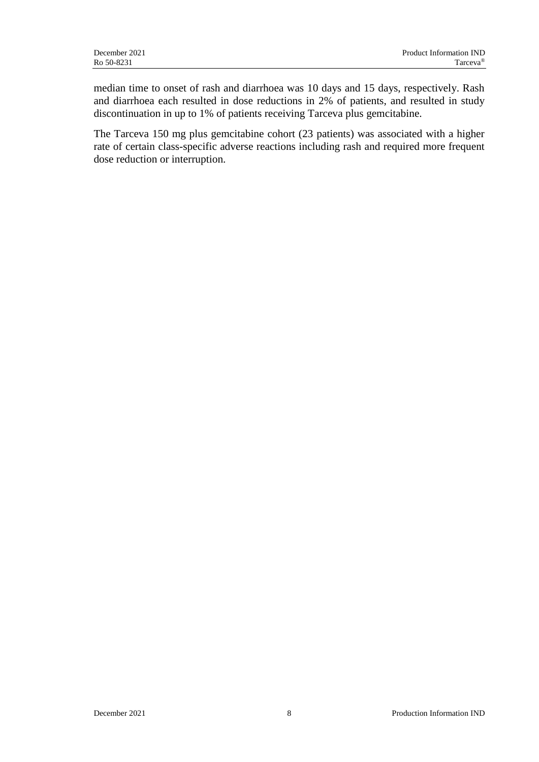median time to onset of rash and diarrhoea was 10 days and 15 days, respectively. Rash and diarrhoea each resulted in dose reductions in 2% of patients, and resulted in study discontinuation in up to 1% of patients receiving Tarceva plus gemcitabine.

The Tarceva 150 mg plus gemcitabine cohort (23 patients) was associated with a higher rate of certain class-specific adverse reactions including rash and required more frequent dose reduction or interruption.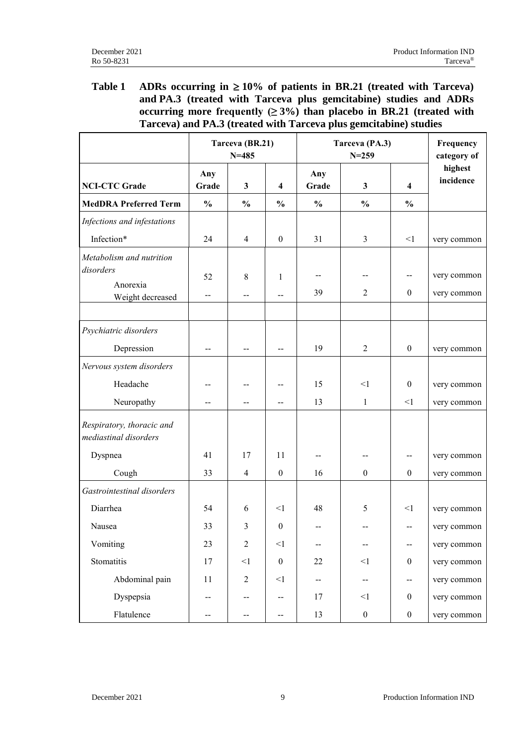**Table 1 ADRs occurring in ≥ 10% of patients in BR.21 (treated with Tarceva) and PA.3 (treated with Tarceva plus gemcitabine) studies and ADRs occurring more frequently (≥ 3%) than placebo in BR.21 (treated with Tarceva) and PA.3 (treated with Tarceva plus gemcitabine) studies**

| | Tarceva (BR.21) N=485 | | | Tarceva (PA.3) N=259 | | | Frequency category of highest incidence |
|---|---|---|---|---|---|---|---|
| **NCI-CTC Grade** | **Any Grade** | **3** | **4** | **Any Grade** | **3** | **4** | |
| **MedDRA Preferred Term** | **%** | **%** | **%** | **%** | **%** | **%** | |
| *Infections and infestations* | | | | | | | |
| Infection* | 24 | 4 | 0 | 31 | 3 | <1 | very common |
| *Metabolism and nutrition disorders* | | | | | | | |
| Anorexia | 52 | 8 | 1 | -- | -- | -- | very common |
| Weight decreased | -- | -- | -- | 39 | 2 | 0 | very common |
| *Psychiatric disorders* | | | | | | | |
| Depression | -- | -- | -- | 19 | 2 | 0 | very common |
| *Nervous system disorders* | | | | | | | |
| Headache | -- | -- | -- | 15 | <1 | 0 | very common |
| Neuropathy | -- | -- | -- | 13 | 1 | <1 | very common |
| *Respiratory, thoracic and mediastinal disorders* | | | | | | | |
| Dyspnea | 41 | 17 | 11 | -- | -- | -- | very common |
| Cough | 33 | 4 | 0 | 16 | 0 | 0 | very common |
| *Gastrointestinal disorders* | | | | | | | |
| Diarrhea | 54 | 6 | <1 | 48 | 5 | <1 | very common |
| Nausea | 33 | 3 | 0 | -- | -- | -- | very common |
| Vomiting | 23 | 2 | <1 | -- | -- | -- | very common |
| Stomatitis | 17 | <1 | 0 | 22 | <1 | 0 | very common |
| Abdominal pain | 11 | 2 | <1 | -- | -- | -- | very common |
| Dyspepsia | -- | -- | -- | 17 | <1 | 0 | very common |
| Flatulence | -- | -- | -- | 13 | 0 | 0 | very common |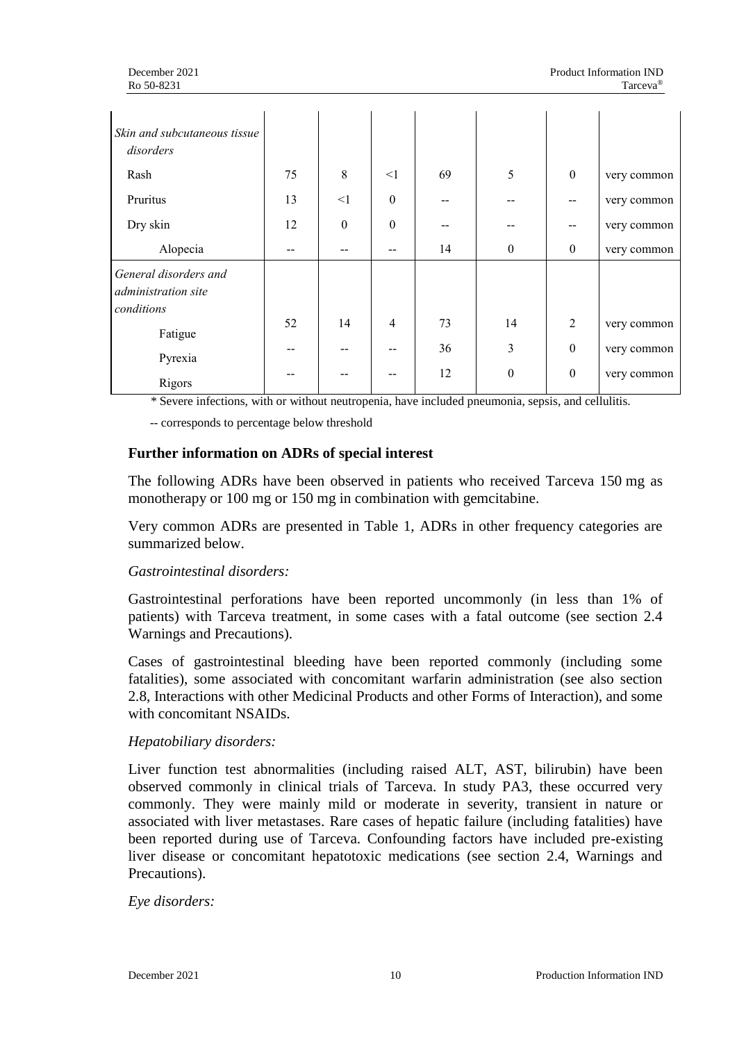| | | | | | | | |
|---|---|---|---|---|---|---|---|
| *Skin and subcutaneous tissue disorders* | | | | | | | |
| Rash | 75 | 8 | <1 | 69 | 5 | 0 | very common |
| Pruritus | 13 | <1 | 0 | -- | -- | -- | very common |
| Dry skin | 12 | 0 | 0 | -- | -- | -- | very common |
| Alopecia | -- | -- | -- | 14 | 0 | 0 | very common |
| *General disorders and administration site conditions* | | | | | | | |
| Fatigue | 52 | 14 | 4 | 73 | 14 | 2 | very common |
| Pyrexia | -- | -- | -- | 36 | 3 | 0 | very common |
| Rigors | -- | -- | -- | 12 | 0 | 0 | very common |

\* Severe infections, with or without neutropenia, have included pneumonia, sepsis, and cellulitis.

-- corresponds to percentage below threshold

### Further information on ADRs of special interest

The following ADRs have been observed in patients who received Tarceva 150 mg as monotherapy or 100 mg or 150 mg in combination with gemcitabine.

Very common ADRs are presented in Table 1, ADRs in other frequency categories are summarized below.

*Gastrointestinal disorders:*

Gastrointestinal perforations have been reported uncommonly (in less than 1% of patients) with Tarceva treatment, in some cases with a fatal outcome (see section 2.4 Warnings and Precautions).

Cases of gastrointestinal bleeding have been reported commonly (including some fatalities), some associated with concomitant warfarin administration (see also section 2.8, Interactions with other Medicinal Products and other Forms of Interaction), and some with concomitant NSAIDs.

*Hepatobiliary disorders:*

Liver function test abnormalities (including raised ALT, AST, bilirubin) have been observed commonly in clinical trials of Tarceva. In study PA3, these occurred very commonly. They were mainly mild or moderate in severity, transient in nature or associated with liver metastases. Rare cases of hepatic failure (including fatalities) have been reported during use of Tarceva. Confounding factors have included pre-existing liver disease or concomitant hepatotoxic medications (see section 2.4, Warnings and Precautions).

*Eye disorders:*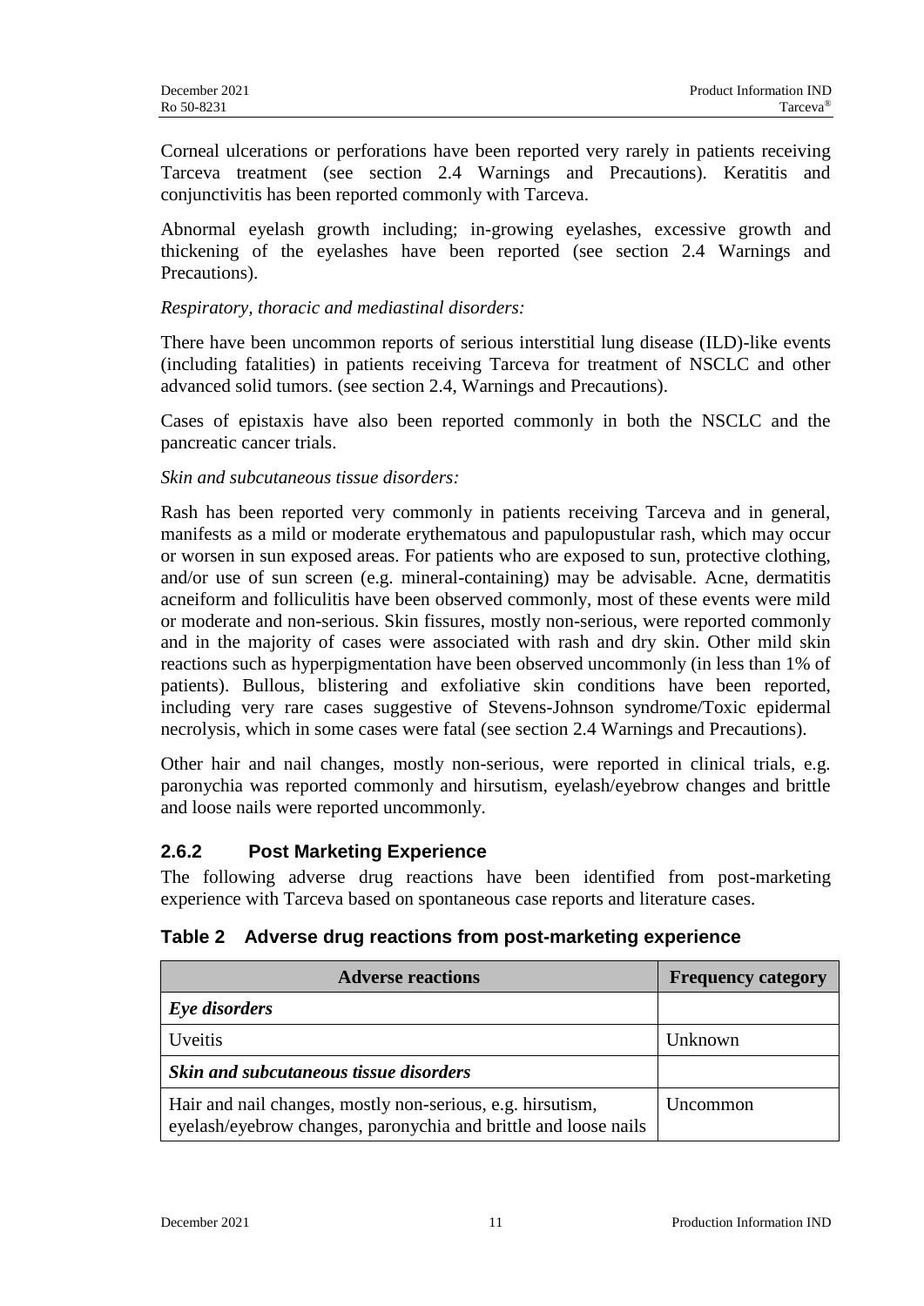Corneal ulcerations or perforations have been reported very rarely in patients receiving Tarceva treatment (see section 2.4 Warnings and Precautions). Keratitis and conjunctivitis has been reported commonly with Tarceva.

Abnormal eyelash growth including; in-growing eyelashes, excessive growth and thickening of the eyelashes have been reported (see section 2.4 Warnings and Precautions).

*Respiratory, thoracic and mediastinal disorders:*

There have been uncommon reports of serious interstitial lung disease (ILD)-like events (including fatalities) in patients receiving Tarceva for treatment of NSCLC and other advanced solid tumors. (see section 2.4, Warnings and Precautions).

Cases of epistaxis have also been reported commonly in both the NSCLC and the pancreatic cancer trials.

*Skin and subcutaneous tissue disorders:*

Rash has been reported very commonly in patients receiving Tarceva and in general, manifests as a mild or moderate erythematous and papulopustular rash, which may occur or worsen in sun exposed areas. For patients who are exposed to sun, protective clothing, and/or use of sun screen (e.g. mineral-containing) may be advisable. Acne, dermatitis acneiform and folliculitis have been observed commonly, most of these events were mild or moderate and non-serious. Skin fissures, mostly non-serious, were reported commonly and in the majority of cases were associated with rash and dry skin. Other mild skin reactions such as hyperpigmentation have been observed uncommonly (in less than 1% of patients). Bullous, blistering and exfoliative skin conditions have been reported, including very rare cases suggestive of Stevens-Johnson syndrome/Toxic epidermal necrolysis, which in some cases were fatal (see section 2.4 Warnings and Precautions).

Other hair and nail changes, mostly non-serious, were reported in clinical trials, e.g. paronychia was reported commonly and hirsutism, eyelash/eyebrow changes and brittle and loose nails were reported uncommonly.

### 2.6.2 Post Marketing Experience

The following adverse drug reactions have been identified from post-marketing experience with Tarceva based on spontaneous case reports and literature cases.

**Table 2 Adverse drug reactions from post-marketing experience**

| Adverse reactions | Frequency category |
| --- | --- |
| ***Eye disorders*** | |
| Uveitis | Unknown |
| ***Skin and subcutaneous tissue disorders*** | |
| Hair and nail changes, mostly non-serious, e.g. hirsutism, eyelash/eyebrow changes, paronychia and brittle and loose nails | Uncommon |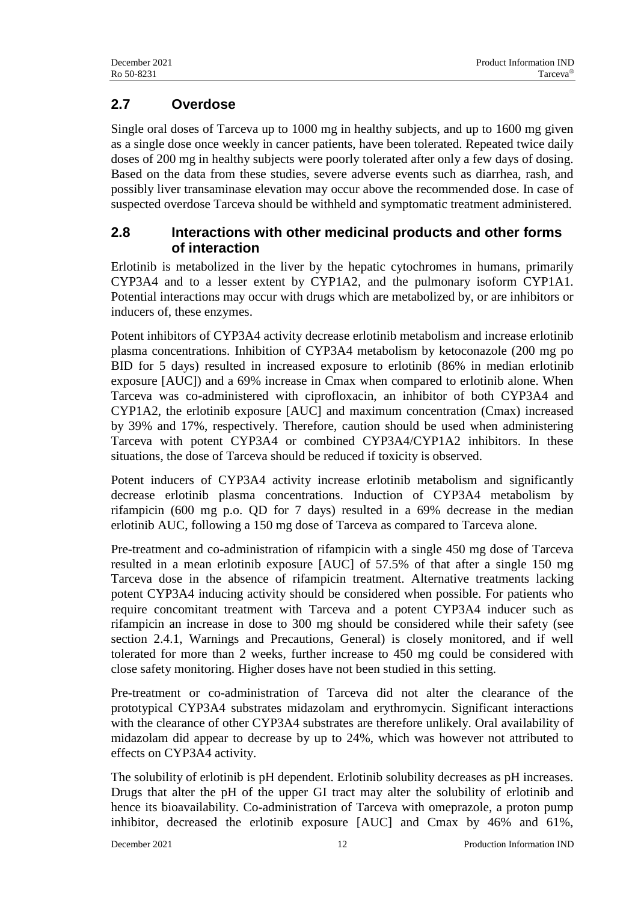## 2.7 Overdose

Single oral doses of Tarceva up to 1000 mg in healthy subjects, and up to 1600 mg given as a single dose once weekly in cancer patients, have been tolerated. Repeated twice daily doses of 200 mg in healthy subjects were poorly tolerated after only a few days of dosing. Based on the data from these studies, severe adverse events such as diarrhea, rash, and possibly liver transaminase elevation may occur above the recommended dose. In case of suspected overdose Tarceva should be withheld and symptomatic treatment administered.

## 2.8 Interactions with other medicinal products and other forms of interaction

Erlotinib is metabolized in the liver by the hepatic cytochromes in humans, primarily CYP3A4 and to a lesser extent by CYP1A2, and the pulmonary isoform CYP1A1. Potential interactions may occur with drugs which are metabolized by, or are inhibitors or inducers of, these enzymes.

Potent inhibitors of CYP3A4 activity decrease erlotinib metabolism and increase erlotinib plasma concentrations. Inhibition of CYP3A4 metabolism by ketoconazole (200 mg po BID for 5 days) resulted in increased exposure to erlotinib (86% in median erlotinib exposure [AUC]) and a 69% increase in Cmax when compared to erlotinib alone. When Tarceva was co-administered with ciprofloxacin, an inhibitor of both CYP3A4 and CYP1A2, the erlotinib exposure [AUC] and maximum concentration (Cmax) increased by 39% and 17%, respectively. Therefore, caution should be used when administering Tarceva with potent CYP3A4 or combined CYP3A4/CYP1A2 inhibitors. In these situations, the dose of Tarceva should be reduced if toxicity is observed.

Potent inducers of CYP3A4 activity increase erlotinib metabolism and significantly decrease erlotinib plasma concentrations. Induction of CYP3A4 metabolism by rifampicin (600 mg p.o. QD for 7 days) resulted in a 69% decrease in the median erlotinib AUC, following a 150 mg dose of Tarceva as compared to Tarceva alone.

Pre-treatment and co-administration of rifampicin with a single 450 mg dose of Tarceva resulted in a mean erlotinib exposure [AUC] of 57.5% of that after a single 150 mg Tarceva dose in the absence of rifampicin treatment. Alternative treatments lacking potent CYP3A4 inducing activity should be considered when possible. For patients who require concomitant treatment with Tarceva and a potent CYP3A4 inducer such as rifampicin an increase in dose to 300 mg should be considered while their safety (see section 2.4.1, Warnings and Precautions, General) is closely monitored, and if well tolerated for more than 2 weeks, further increase to 450 mg could be considered with close safety monitoring. Higher doses have not been studied in this setting.

Pre-treatment or co-administration of Tarceva did not alter the clearance of the prototypical CYP3A4 substrates midazolam and erythromycin. Significant interactions with the clearance of other CYP3A4 substrates are therefore unlikely. Oral availability of midazolam did appear to decrease by up to 24%, which was however not attributed to effects on CYP3A4 activity.

The solubility of erlotinib is pH dependent. Erlotinib solubility decreases as pH increases. Drugs that alter the pH of the upper GI tract may alter the solubility of erlotinib and hence its bioavailability. Co-administration of Tarceva with omeprazole, a proton pump inhibitor, decreased the erlotinib exposure [AUC] and Cmax by 46% and 61%,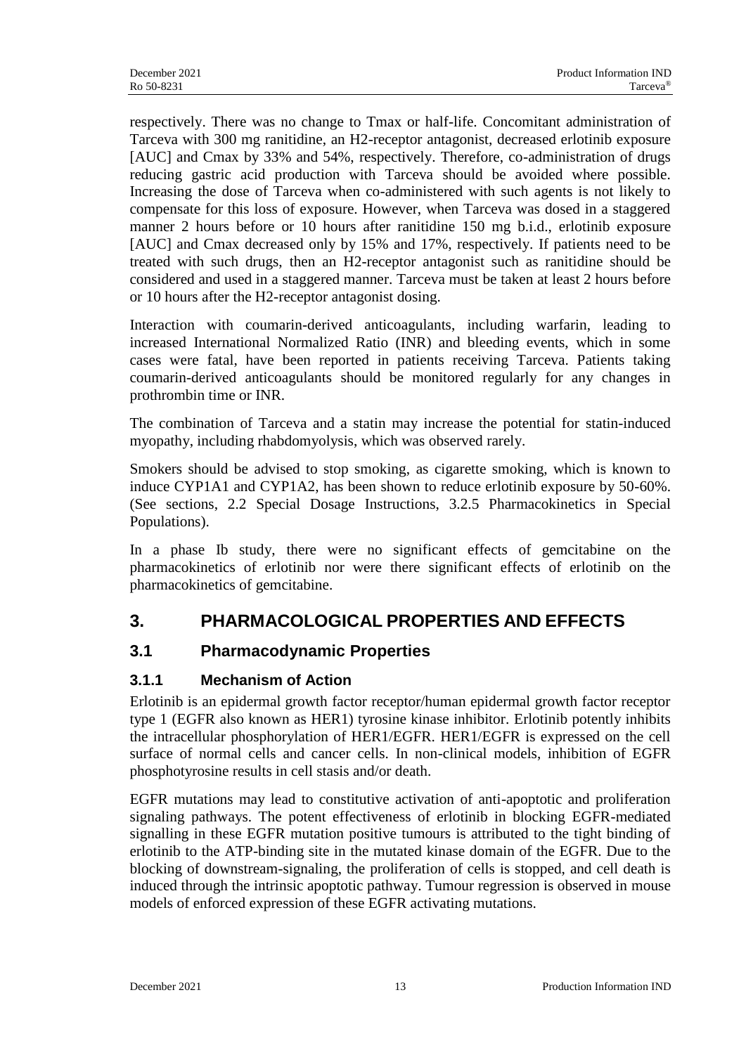respectively. There was no change to Tmax or half-life. Concomitant administration of Tarceva with 300 mg ranitidine, an H2-receptor antagonist, decreased erlotinib exposure [AUC] and Cmax by 33% and 54%, respectively. Therefore, co-administration of drugs reducing gastric acid production with Tarceva should be avoided where possible. Increasing the dose of Tarceva when co-administered with such agents is not likely to compensate for this loss of exposure. However, when Tarceva was dosed in a staggered manner 2 hours before or 10 hours after ranitidine 150 mg b.i.d., erlotinib exposure [AUC] and Cmax decreased only by 15% and 17%, respectively. If patients need to be treated with such drugs, then an H2-receptor antagonist such as ranitidine should be considered and used in a staggered manner. Tarceva must be taken at least 2 hours before or 10 hours after the H2-receptor antagonist dosing.

Interaction with coumarin-derived anticoagulants, including warfarin, leading to increased International Normalized Ratio (INR) and bleeding events, which in some cases were fatal, have been reported in patients receiving Tarceva. Patients taking coumarin-derived anticoagulants should be monitored regularly for any changes in prothrombin time or INR.

The combination of Tarceva and a statin may increase the potential for statin-induced myopathy, including rhabdomyolysis, which was observed rarely.

Smokers should be advised to stop smoking, as cigarette smoking, which is known to induce CYP1A1 and CYP1A2, has been shown to reduce erlotinib exposure by 50-60%. (See sections, 2.2 Special Dosage Instructions, 3.2.5 Pharmacokinetics in Special Populations).

In a phase Ib study, there were no significant effects of gemcitabine on the pharmacokinetics of erlotinib nor were there significant effects of erlotinib on the pharmacokinetics of gemcitabine.

# 3. PHARMACOLOGICAL PROPERTIES AND EFFECTS

## 3.1 Pharmacodynamic Properties

### 3.1.1 Mechanism of Action

Erlotinib is an epidermal growth factor receptor/human epidermal growth factor receptor type 1 (EGFR also known as HER1) tyrosine kinase inhibitor. Erlotinib potently inhibits the intracellular phosphorylation of HER1/EGFR. HER1/EGFR is expressed on the cell surface of normal cells and cancer cells. In non-clinical models, inhibition of EGFR phosphotyrosine results in cell stasis and/or death.

EGFR mutations may lead to constitutive activation of anti-apoptotic and proliferation signaling pathways. The potent effectiveness of erlotinib in blocking EGFR-mediated signalling in these EGFR mutation positive tumours is attributed to the tight binding of erlotinib to the ATP-binding site in the mutated kinase domain of the EGFR. Due to the blocking of downstream-signaling, the proliferation of cells is stopped, and cell death is induced through the intrinsic apoptotic pathway. Tumour regression is observed in mouse models of enforced expression of these EGFR activating mutations.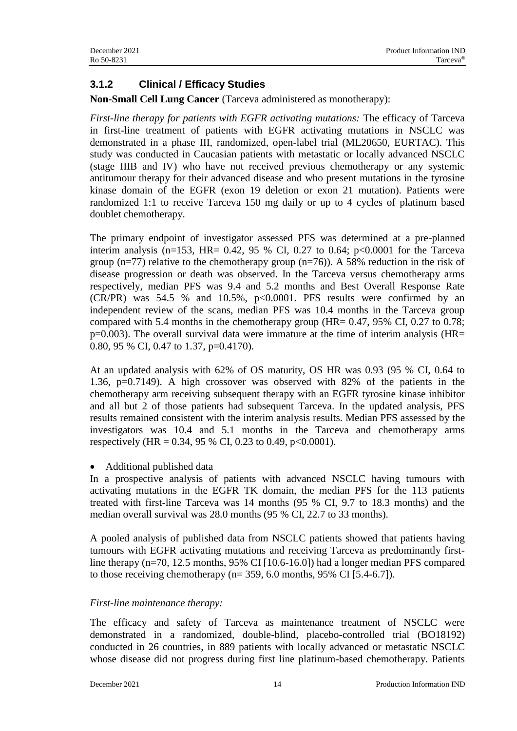### 3.1.2 Clinical / Efficacy Studies

**Non-Small Cell Lung Cancer** (Tarceva administered as monotherapy):

*First-line therapy for patients with EGFR activating mutations:* The efficacy of Tarceva in first-line treatment of patients with EGFR activating mutations in NSCLC was demonstrated in a phase III, randomized, open-label trial (ML20650, EURTAC). This study was conducted in Caucasian patients with metastatic or locally advanced NSCLC (stage IIIB and IV) who have not received previous chemotherapy or any systemic antitumour therapy for their advanced disease and who present mutations in the tyrosine kinase domain of the EGFR (exon 19 deletion or exon 21 mutation). Patients were randomized 1:1 to receive Tarceva 150 mg daily or up to 4 cycles of platinum based doublet chemotherapy.

The primary endpoint of investigator assessed PFS was determined at a pre-planned interim analysis (n=153, HR= 0.42, 95 % CI, 0.27 to 0.64; p<0.0001 for the Tarceva group (n=77) relative to the chemotherapy group (n=76)). A 58% reduction in the risk of disease progression or death was observed. In the Tarceva versus chemotherapy arms respectively, median PFS was 9.4 and 5.2 months and Best Overall Response Rate (CR/PR) was 54.5 % and 10.5%, p<0.0001. PFS results were confirmed by an independent review of the scans, median PFS was 10.4 months in the Tarceva group compared with 5.4 months in the chemotherapy group (HR= 0.47, 95% CI, 0.27 to 0.78; p=0.003). The overall survival data were immature at the time of interim analysis (HR= 0.80, 95 % CI, 0.47 to 1.37, p=0.4170).

At an updated analysis with 62% of OS maturity, OS HR was 0.93 (95 % CI, 0.64 to 1.36, p=0.7149). A high crossover was observed with 82% of the patients in the chemotherapy arm receiving subsequent therapy with an EGFR tyrosine kinase inhibitor and all but 2 of those patients had subsequent Tarceva. In the updated analysis, PFS results remained consistent with the interim analysis results. Median PFS assessed by the investigators was 10.4 and 5.1 months in the Tarceva and chemotherapy arms respectively (HR = 0.34, 95 % CI, 0.23 to 0.49, p<0.0001).

- Additional published data

In a prospective analysis of patients with advanced NSCLC having tumours with activating mutations in the EGFR TK domain, the median PFS for the 113 patients treated with first-line Tarceva was 14 months (95 % CI, 9.7 to 18.3 months) and the median overall survival was 28.0 months (95 % CI, 22.7 to 33 months).

A pooled analysis of published data from NSCLC patients showed that patients having tumours with EGFR activating mutations and receiving Tarceva as predominantly first-line therapy (n=70, 12.5 months, 95% CI [10.6-16.0]) had a longer median PFS compared to those receiving chemotherapy (n= 359, 6.0 months, 95% CI [5.4-6.7]).

*First-line maintenance therapy:*

The efficacy and safety of Tarceva as maintenance treatment of NSCLC were demonstrated in a randomized, double-blind, placebo-controlled trial (BO18192) conducted in 26 countries, in 889 patients with locally advanced or metastatic NSCLC whose disease did not progress during first line platinum-based chemotherapy. Patients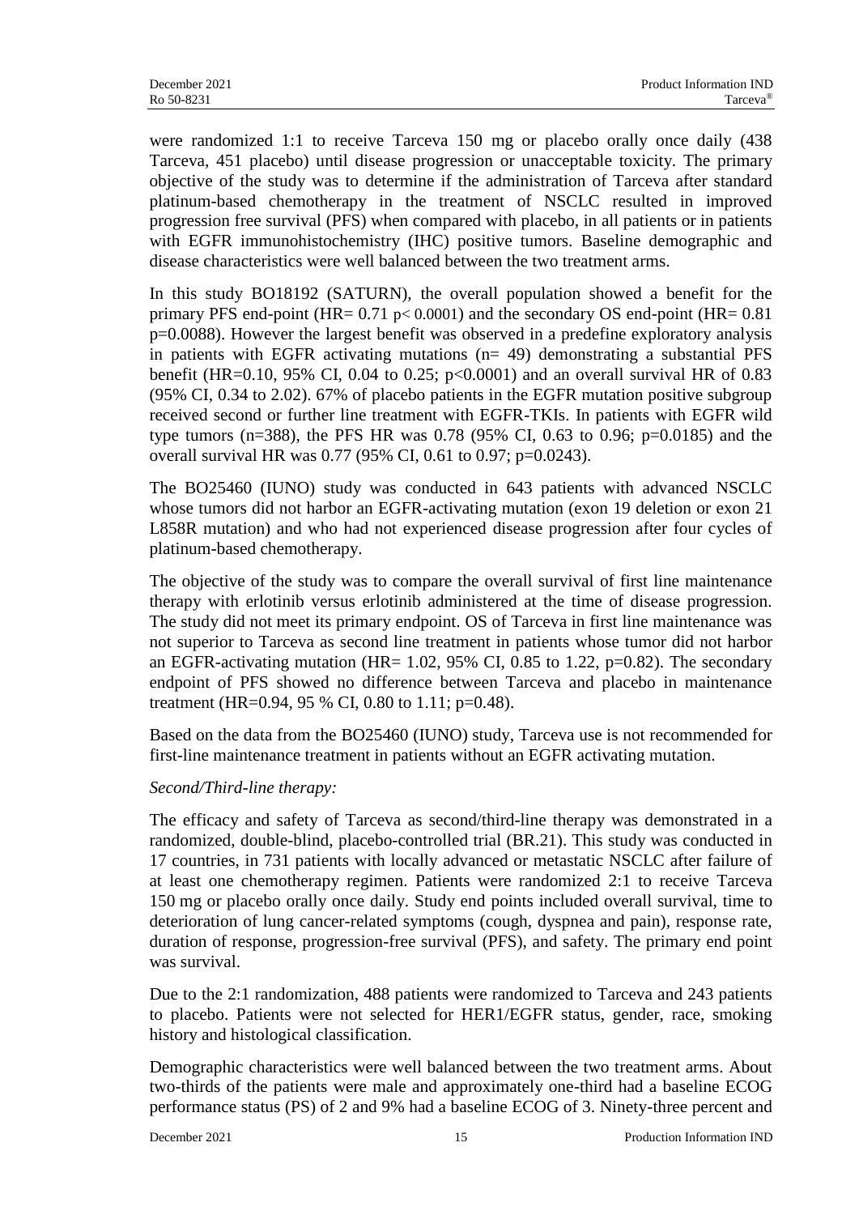were randomized 1:1 to receive Tarceva 150 mg or placebo orally once daily (438 Tarceva, 451 placebo) until disease progression or unacceptable toxicity. The primary objective of the study was to determine if the administration of Tarceva after standard platinum-based chemotherapy in the treatment of NSCLC resulted in improved progression free survival (PFS) when compared with placebo, in all patients or in patients with EGFR immunohistochemistry (IHC) positive tumors. Baseline demographic and disease characteristics were well balanced between the two treatment arms.

In this study BO18192 (SATURN), the overall population showed a benefit for the primary PFS end-point (HR= 0.71 $p < 0.0001$) and the secondary OS end-point (HR= 0.81 p=0.0088). However the largest benefit was observed in a predefine exploratory analysis in patients with EGFR activating mutations (n= 49) demonstrating a substantial PFS benefit (HR=0.10, 95% CI, 0.04 to 0.25; $p<0.0001$) and an overall survival HR of 0.83 (95% CI, 0.34 to 2.02). 67% of placebo patients in the EGFR mutation positive subgroup received second or further line treatment with EGFR-TKIs. In patients with EGFR wild type tumors (n=388), the PFS HR was 0.78 (95% CI, 0.63 to 0.96; p=0.0185) and the overall survival HR was 0.77 (95% CI, 0.61 to 0.97; p=0.0243).

The BO25460 (IUNO) study was conducted in 643 patients with advanced NSCLC whose tumors did not harbor an EGFR-activating mutation (exon 19 deletion or exon 21 L858R mutation) and who had not experienced disease progression after four cycles of platinum-based chemotherapy.

The objective of the study was to compare the overall survival of first line maintenance therapy with erlotinib versus erlotinib administered at the time of disease progression. The study did not meet its primary endpoint. OS of Tarceva in first line maintenance was not superior to Tarceva as second line treatment in patients whose tumor did not harbor an EGFR-activating mutation (HR= 1.02, 95% CI, 0.85 to 1.22, p=0.82). The secondary endpoint of PFS showed no difference between Tarceva and placebo in maintenance treatment (HR=0.94, 95 % CI, 0.80 to 1.11; p=0.48).

Based on the data from the BO25460 (IUNO) study, Tarceva use is not recommended for first-line maintenance treatment in patients without an EGFR activating mutation.

*Second/Third-line therapy:*

The efficacy and safety of Tarceva as second/third-line therapy was demonstrated in a randomized, double-blind, placebo-controlled trial (BR.21). This study was conducted in 17 countries, in 731 patients with locally advanced or metastatic NSCLC after failure of at least one chemotherapy regimen. Patients were randomized 2:1 to receive Tarceva 150 mg or placebo orally once daily. Study end points included overall survival, time to deterioration of lung cancer-related symptoms (cough, dyspnea and pain), response rate, duration of response, progression-free survival (PFS), and safety. The primary end point was survival.

Due to the 2:1 randomization, 488 patients were randomized to Tarceva and 243 patients to placebo. Patients were not selected for HER1/EGFR status, gender, race, smoking history and histological classification.

Demographic characteristics were well balanced between the two treatment arms. About two-thirds of the patients were male and approximately one-third had a baseline ECOG performance status (PS) of 2 and 9% had a baseline ECOG of 3. Ninety-three percent and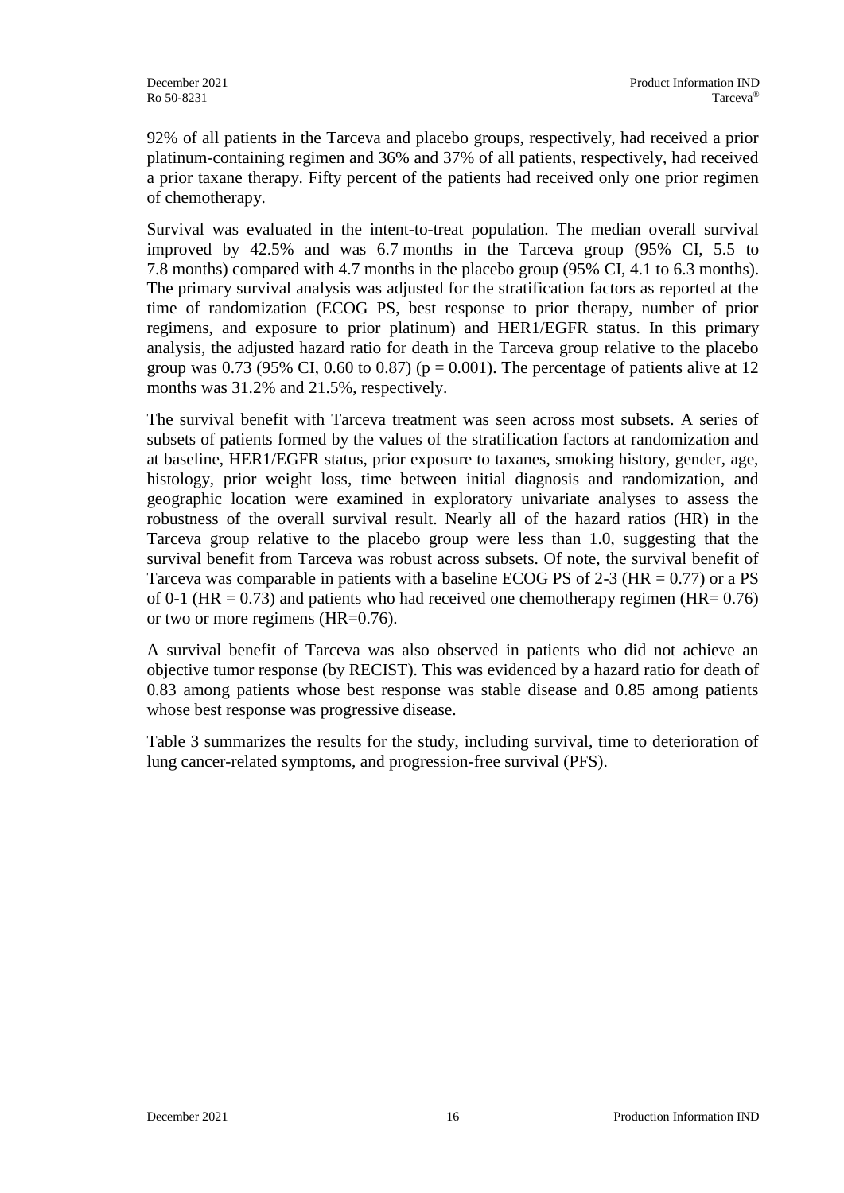92% of all patients in the Tarceva and placebo groups, respectively, had received a prior platinum-containing regimen and 36% and 37% of all patients, respectively, had received a prior taxane therapy. Fifty percent of the patients had received only one prior regimen of chemotherapy.

Survival was evaluated in the intent-to-treat population. The median overall survival improved by 42.5% and was 6.7 months in the Tarceva group (95% CI, 5.5 to 7.8 months) compared with 4.7 months in the placebo group (95% CI, 4.1 to 6.3 months). The primary survival analysis was adjusted for the stratification factors as reported at the time of randomization (ECOG PS, best response to prior therapy, number of prior regimens, and exposure to prior platinum) and HER1/EGFR status. In this primary analysis, the adjusted hazard ratio for death in the Tarceva group relative to the placebo group was 0.73 (95% CI, 0.60 to 0.87) ($p = 0.001$). The percentage of patients alive at 12 months was 31.2% and 21.5%, respectively.

The survival benefit with Tarceva treatment was seen across most subsets. A series of subsets of patients formed by the values of the stratification factors at randomization and at baseline, HER1/EGFR status, prior exposure to taxanes, smoking history, gender, age, histology, prior weight loss, time between initial diagnosis and randomization, and geographic location were examined in exploratory univariate analyses to assess the robustness of the overall survival result. Nearly all of the hazard ratios (HR) in the Tarceva group relative to the placebo group were less than 1.0, suggesting that the survival benefit from Tarceva was robust across subsets. Of note, the survival benefit of Tarceva was comparable in patients with a baseline ECOG PS of 2-3 (HR = 0.77) or a PS of 0-1 (HR = 0.73) and patients who had received one chemotherapy regimen (HR= 0.76) or two or more regimens (HR=0.76).

A survival benefit of Tarceva was also observed in patients who did not achieve an objective tumor response (by RECIST). This was evidenced by a hazard ratio for death of 0.83 among patients whose best response was stable disease and 0.85 among patients whose best response was progressive disease.

Table 3 summarizes the results for the study, including survival, time to deterioration of lung cancer-related symptoms, and progression-free survival (PFS).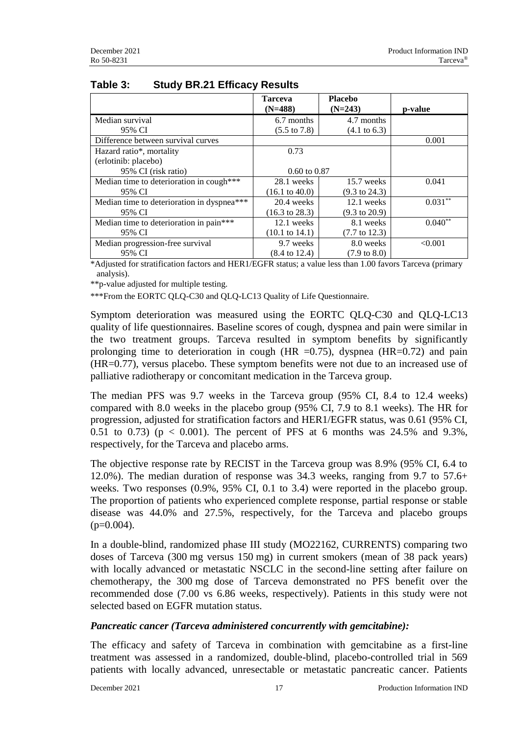**Table 3: Study BR.21 Efficacy Results**

| | Tarceva (N=488) | Placebo (N=243) | p-value |
|---|---|---|---|
| Median survival<br>95% CI | 6.7 months<br>(5.5 to 7.8) | 4.7 months<br>(4.1 to 6.3) | |
| Difference between survival curves | | | 0.001 |
| Hazard ratio*, mortality (erlotinib: placebo)<br>95% CI (risk ratio) | 0.73<br>0.60 to 0.87 | | |
| Median time to deterioration in cough***<br>95% CI | 28.1 weeks<br>(16.1 to 40.0) | 15.7 weeks<br>(9.3 to 24.3) | 0.041 |
| Median time to deterioration in dyspnea***<br>95% CI | 20.4 weeks<br>(16.3 to 28.3) | 12.1 weeks<br>(9.3 to 20.9) | 0.031** |
| Median time to deterioration in pain***<br>95% CI | 12.1 weeks<br>(10.1 to 14.1) | 8.1 weeks<br>(7.7 to 12.3) | 0.040** |
| Median progression-free survival<br>95% CI | 9.7 weeks<br>(8.4 to 12.4) | 8.0 weeks<br>(7.9 to 8.0) | <0.001 |

*Adjusted for stratification factors and HER1/EGFR status; a value less than 1.00 favors Tarceva (primary analysis).

**p-value adjusted for multiple testing.

***From the EORTC QLQ-C30 and QLQ-LC13 Quality of Life Questionnaire.

Symptom deterioration was measured using the EORTC QLQ-C30 and QLQ-LC13 quality of life questionnaires. Baseline scores of cough, dyspnea and pain were similar in the two treatment groups. Tarceva resulted in symptom benefits by significantly prolonging time to deterioration in cough (HR =0.75), dyspnea (HR=0.72) and pain (HR=0.77), versus placebo. These symptom benefits were not due to an increased use of palliative radiotherapy or concomitant medication in the Tarceva group.

The median PFS was 9.7 weeks in the Tarceva group (95% CI, 8.4 to 12.4 weeks) compared with 8.0 weeks in the placebo group (95% CI, 7.9 to 8.1 weeks). The HR for progression, adjusted for stratification factors and HER1/EGFR status, was 0.61 (95% CI, 0.51 to 0.73) ($p < 0.001$). The percent of PFS at 6 months was 24.5% and 9.3%, respectively, for the Tarceva and placebo arms.

The objective response rate by RECIST in the Tarceva group was 8.9% (95% CI, 6.4 to 12.0%). The median duration of response was 34.3 weeks, ranging from 9.7 to 57.6+ weeks. Two responses (0.9%, 95% CI, 0.1 to 3.4) were reported in the placebo group. The proportion of patients who experienced complete response, partial response or stable disease was 44.0% and 27.5%, respectively, for the Tarceva and placebo groups (p=0.004).

In a double-blind, randomized phase III study (MO22162, CURRENTS) comparing two doses of Tarceva (300 mg versus 150 mg) in current smokers (mean of 38 pack years) with locally advanced or metastatic NSCLC in the second-line setting after failure on chemotherapy, the 300 mg dose of Tarceva demonstrated no PFS benefit over the recommended dose (7.00 vs 6.86 weeks, respectively). Patients in this study were not selected based on EGFR mutation status.

***Pancreatic cancer (Tarceva administered concurrently with gemcitabine):***

The efficacy and safety of Tarceva in combination with gemcitabine as a first-line treatment was assessed in a randomized, double-blind, placebo-controlled trial in 569 patients with locally advanced, unresectable or metastatic pancreatic cancer. Patients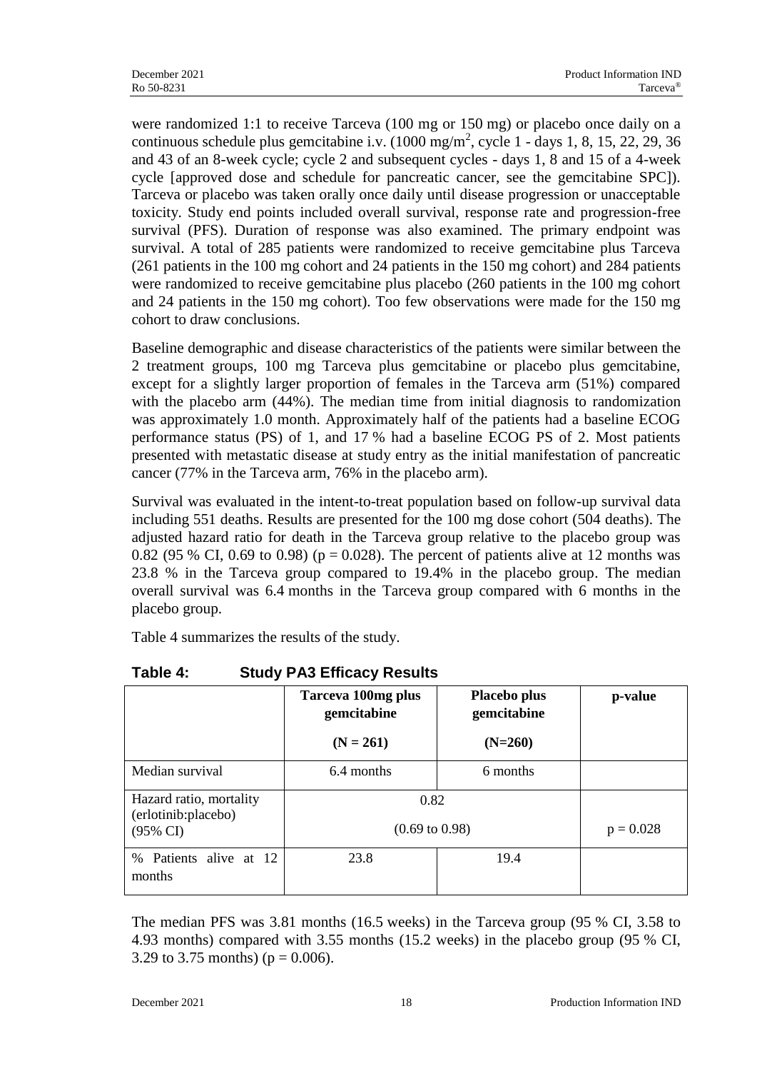were randomized 1:1 to receive Tarceva (100 mg or 150 mg) or placebo once daily on a continuous schedule plus gemcitabine i.v. (1000 mg/m$^2$, cycle 1 - days 1, 8, 15, 22, 29, 36 and 43 of an 8-week cycle; cycle 2 and subsequent cycles - days 1, 8 and 15 of a 4-week cycle [approved dose and schedule for pancreatic cancer, see the gemcitabine SPC]). Tarceva or placebo was taken orally once daily until disease progression or unacceptable toxicity. Study end points included overall survival, response rate and progression-free survival (PFS). Duration of response was also examined. The primary endpoint was survival. A total of 285 patients were randomized to receive gemcitabine plus Tarceva (261 patients in the 100 mg cohort and 24 patients in the 150 mg cohort) and 284 patients were randomized to receive gemcitabine plus placebo (260 patients in the 100 mg cohort and 24 patients in the 150 mg cohort). Too few observations were made for the 150 mg cohort to draw conclusions.

Baseline demographic and disease characteristics of the patients were similar between the 2 treatment groups, 100 mg Tarceva plus gemcitabine or placebo plus gemcitabine, except for a slightly larger proportion of females in the Tarceva arm (51%) compared with the placebo arm (44%). The median time from initial diagnosis to randomization was approximately 1.0 month. Approximately half of the patients had a baseline ECOG performance status (PS) of 1, and 17 % had a baseline ECOG PS of 2. Most patients presented with metastatic disease at study entry as the initial manifestation of pancreatic cancer (77% in the Tarceva arm, 76% in the placebo arm).

Survival was evaluated in the intent-to-treat population based on follow-up survival data including 551 deaths. Results are presented for the 100 mg dose cohort (504 deaths). The adjusted hazard ratio for death in the Tarceva group relative to the placebo group was 0.82 (95 % CI, 0.69 to 0.98) ($p = 0.028$). The percent of patients alive at 12 months was 23.8 % in the Tarceva group compared to 19.4% in the placebo group. The median overall survival was 6.4 months in the Tarceva group compared with 6 months in the placebo group.

Table 4 summarizes the results of the study.

**Table 4: Study PA3 Efficacy Results**

| | Tarceva 100mg plus gemcitabine (N = 261) | Placebo plus gemcitabine (N=260) | p-value |
|---|---|---|---|
| Median survival | 6.4 months | 6 months | |
| Hazard ratio, mortality (erlotinib:placebo) (95% CI) | 0.82 (0.69 to 0.98) | | $p = 0.028$ |
| % Patients alive at 12 months | 23.8 | 19.4 | |

The median PFS was 3.81 months (16.5 weeks) in the Tarceva group (95 % CI, 3.58 to 4.93 months) compared with 3.55 months (15.2 weeks) in the placebo group (95 % CI, 3.29 to 3.75 months) ($p = 0.006$).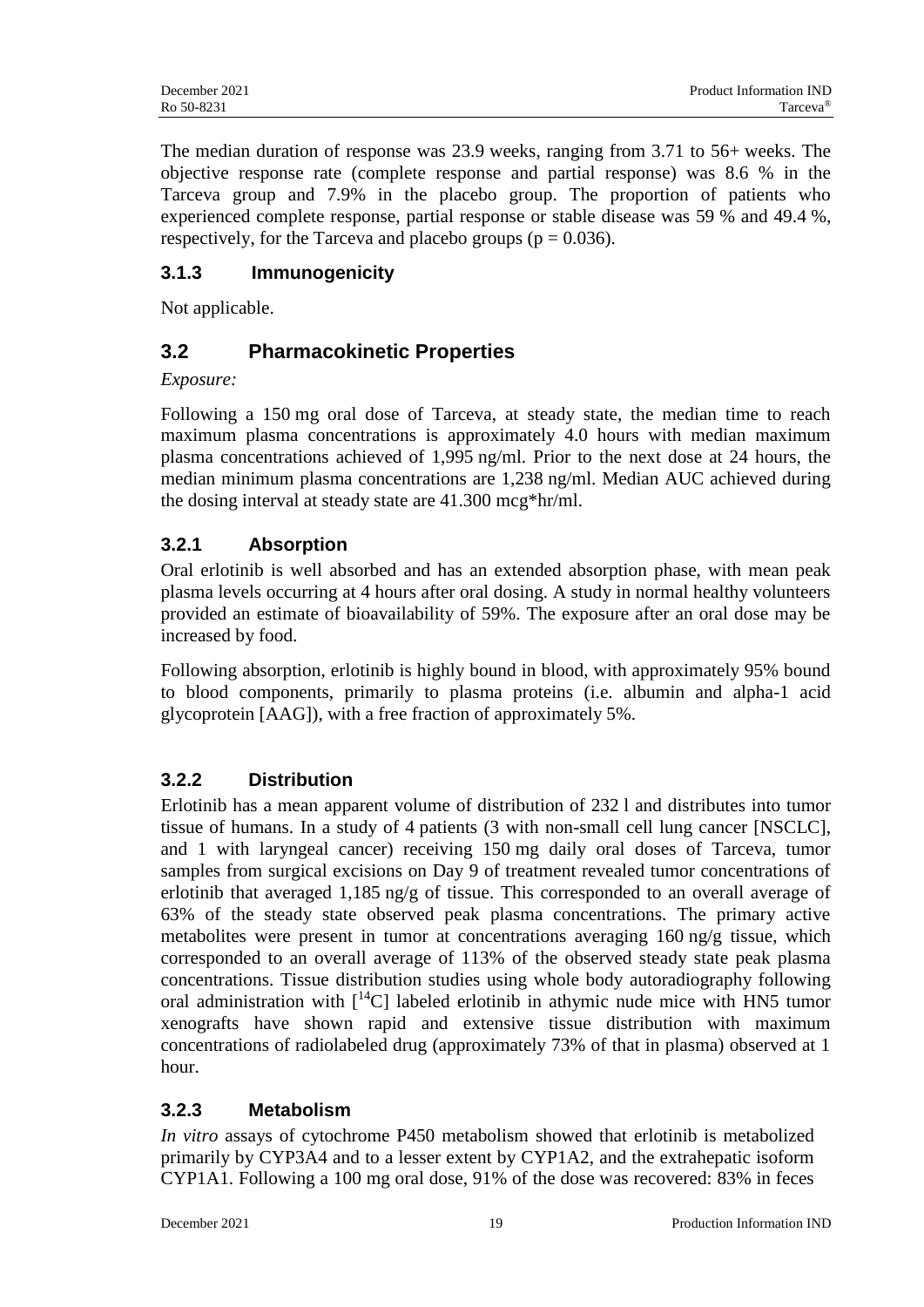The median duration of response was 23.9 weeks, ranging from 3.71 to 56+ weeks. The objective response rate (complete response and partial response) was 8.6 % in the Tarceva group and 7.9% in the placebo group. The proportion of patients who experienced complete response, partial response or stable disease was 59 % and 49.4 %, respectively, for the Tarceva and placebo groups ($p = 0.036$).

### 3.1.3 Immunogenicity

Not applicable.

## 3.2 Pharmacokinetic Properties

*Exposure:*

Following a 150 mg oral dose of Tarceva, at steady state, the median time to reach maximum plasma concentrations is approximately 4.0 hours with median maximum plasma concentrations achieved of 1,995 ng/ml. Prior to the next dose at 24 hours, the median minimum plasma concentrations are 1,238 ng/ml. Median AUC achieved during the dosing interval at steady state are 41.300 mcg*hr/ml.

### 3.2.1 Absorption

Oral erlotinib is well absorbed and has an extended absorption phase, with mean peak plasma levels occurring at 4 hours after oral dosing. A study in normal healthy volunteers provided an estimate of bioavailability of 59%. The exposure after an oral dose may be increased by food.

Following absorption, erlotinib is highly bound in blood, with approximately 95% bound to blood components, primarily to plasma proteins (i.e. albumin and alpha-1 acid glycoprotein [AAG]), with a free fraction of approximately 5%.

### 3.2.2 Distribution

Erlotinib has a mean apparent volume of distribution of 232 l and distributes into tumor tissue of humans. In a study of 4 patients (3 with non-small cell lung cancer [NSCLC], and 1 with laryngeal cancer) receiving 150 mg daily oral doses of Tarceva, tumor samples from surgical excisions on Day 9 of treatment revealed tumor concentrations of erlotinib that averaged 1,185 ng/g of tissue. This corresponded to an overall average of 63% of the steady state observed peak plasma concentrations. The primary active metabolites were present in tumor at concentrations averaging 160 ng/g tissue, which corresponded to an overall average of 113% of the observed steady state peak plasma concentrations. Tissue distribution studies using whole body autoradiography following oral administration with [$^{14}C$] labeled erlotinib in athymic nude mice with HN5 tumor xenografts have shown rapid and extensive tissue distribution with maximum concentrations of radiolabeled drug (approximately 73% of that in plasma) observed at 1 hour.

### 3.2.3 Metabolism

*In vitro* assays of cytochrome P450 metabolism showed that erlotinib is metabolized primarily by CYP3A4 and to a lesser extent by CYP1A2, and the extrahepatic isoform CYP1A1. Following a 100 mg oral dose, 91% of the dose was recovered: 83% in feces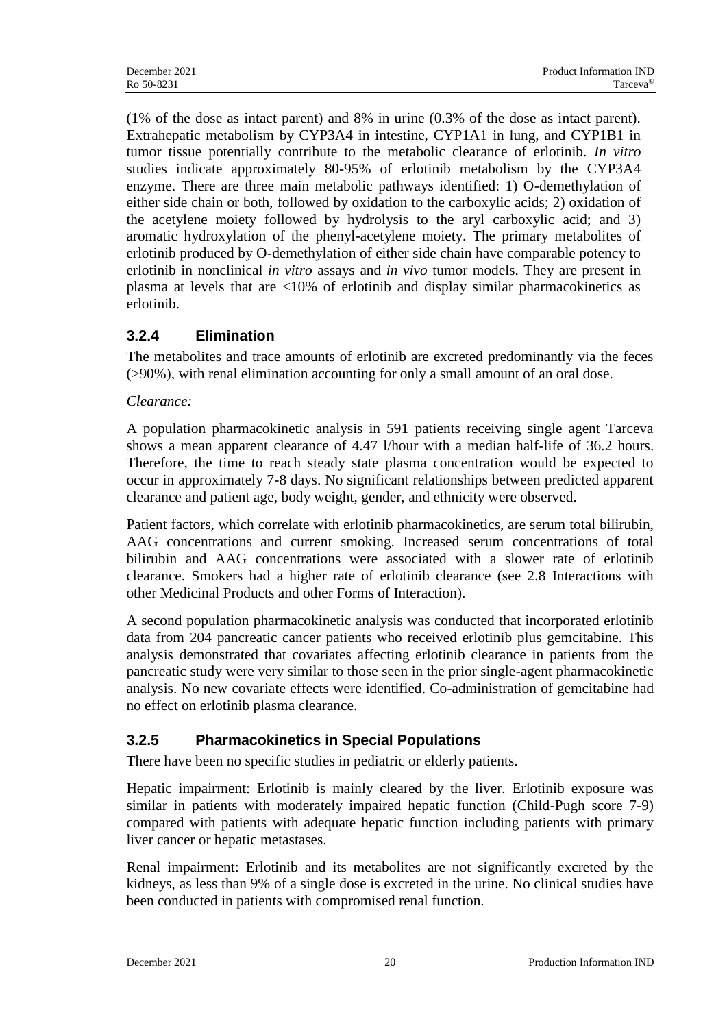(1% of the dose as intact parent) and 8% in urine (0.3% of the dose as intact parent). Extrahepatic metabolism by CYP3A4 in intestine, CYP1A1 in lung, and CYP1B1 in tumor tissue potentially contribute to the metabolic clearance of erlotinib. *In vitro* studies indicate approximately 80-95% of erlotinib metabolism by the CYP3A4 enzyme. There are three main metabolic pathways identified: 1) O-demethylation of either side chain or both, followed by oxidation to the carboxylic acids; 2) oxidation of the acetylene moiety followed by hydrolysis to the aryl carboxylic acid; and 3) aromatic hydroxylation of the phenyl-acetylene moiety. The primary metabolites of erlotinib produced by O-demethylation of either side chain have comparable potency to erlotinib in nonclinical *in vitro* assays and *in vivo* tumor models. They are present in plasma at levels that are <10% of erlotinib and display similar pharmacokinetics as erlotinib.

### 3.2.4 Elimination

The metabolites and trace amounts of erlotinib are excreted predominantly via the feces (>90%), with renal elimination accounting for only a small amount of an oral dose.

*Clearance:*

A population pharmacokinetic analysis in 591 patients receiving single agent Tarceva shows a mean apparent clearance of 4.47 l/hour with a median half-life of 36.2 hours. Therefore, the time to reach steady state plasma concentration would be expected to occur in approximately 7-8 days. No significant relationships between predicted apparent clearance and patient age, body weight, gender, and ethnicity were observed.

Patient factors, which correlate with erlotinib pharmacokinetics, are serum total bilirubin, AAG concentrations and current smoking. Increased serum concentrations of total bilirubin and AAG concentrations were associated with a slower rate of erlotinib clearance. Smokers had a higher rate of erlotinib clearance (see 2.8 Interactions with other Medicinal Products and other Forms of Interaction).

A second population pharmacokinetic analysis was conducted that incorporated erlotinib data from 204 pancreatic cancer patients who received erlotinib plus gemcitabine. This analysis demonstrated that covariates affecting erlotinib clearance in patients from the pancreatic study were very similar to those seen in the prior single-agent pharmacokinetic analysis. No new covariate effects were identified. Co-administration of gemcitabine had no effect on erlotinib plasma clearance.

### 3.2.5 Pharmacokinetics in Special Populations

There have been no specific studies in pediatric or elderly patients.

Hepatic impairment: Erlotinib is mainly cleared by the liver. Erlotinib exposure was similar in patients with moderately impaired hepatic function (Child-Pugh score 7-9) compared with patients with adequate hepatic function including patients with primary liver cancer or hepatic metastases.

Renal impairment: Erlotinib and its metabolites are not significantly excreted by the kidneys, as less than 9% of a single dose is excreted in the urine. No clinical studies have been conducted in patients with compromised renal function.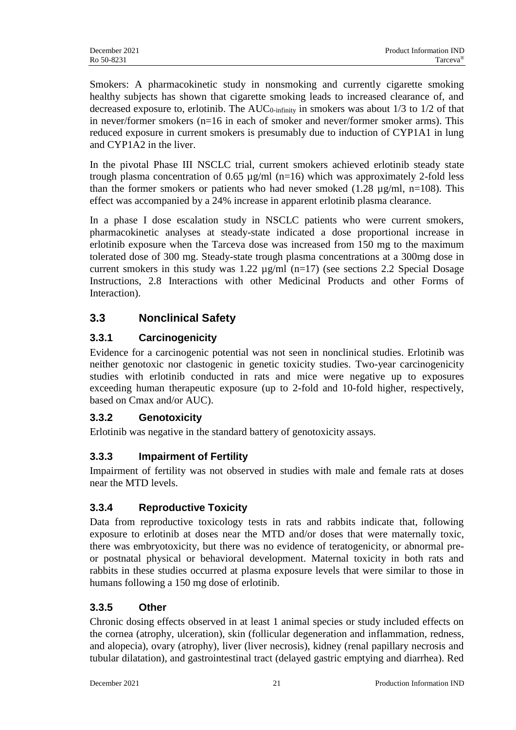Smokers: A pharmacokinetic study in nonsmoking and currently cigarette smoking healthy subjects has shown that cigarette smoking leads to increased clearance of, and decreased exposure to, erlotinib. The $AUC_{0\text{-infinity}}$ in smokers was about 1/3 to 1/2 of that in never/former smokers (n=16 in each of smoker and never/former smoker arms). This reduced exposure in current smokers is presumably due to induction of CYP1A1 in lung and CYP1A2 in the liver.

In the pivotal Phase III NSCLC trial, current smokers achieved erlotinib steady state trough plasma concentration of 0.65 µg/ml (n=16) which was approximately 2-fold less than the former smokers or patients who had never smoked (1.28 µg/ml, n=108). This effect was accompanied by a 24% increase in apparent erlotinib plasma clearance.

In a phase I dose escalation study in NSCLC patients who were current smokers, pharmacokinetic analyses at steady-state indicated a dose proportional increase in erlotinib exposure when the Tarceva dose was increased from 150 mg to the maximum tolerated dose of 300 mg. Steady-state trough plasma concentrations at a 300mg dose in current smokers in this study was 1.22 µg/ml (n=17) (see sections 2.2 Special Dosage Instructions, 2.8 Interactions with other Medicinal Products and other Forms of Interaction).

## 3.3 Nonclinical Safety

### 3.3.1 Carcinogenicity

Evidence for a carcinogenic potential was not seen in nonclinical studies. Erlotinib was neither genotoxic nor clastogenic in genetic toxicity studies. Two-year carcinogenicity studies with erlotinib conducted in rats and mice were negative up to exposures exceeding human therapeutic exposure (up to 2-fold and 10-fold higher, respectively, based on Cmax and/or AUC).

### 3.3.2 Genotoxicity

Erlotinib was negative in the standard battery of genotoxicity assays.

### 3.3.3 Impairment of Fertility

Impairment of fertility was not observed in studies with male and female rats at doses near the MTD levels.

### 3.3.4 Reproductive Toxicity

Data from reproductive toxicology tests in rats and rabbits indicate that, following exposure to erlotinib at doses near the MTD and/or doses that were maternally toxic, there was embryotoxicity, but there was no evidence of teratogenicity, or abnormal pre- or postnatal physical or behavioral development. Maternal toxicity in both rats and rabbits in these studies occurred at plasma exposure levels that were similar to those in humans following a 150 mg dose of erlotinib.

### 3.3.5 Other

Chronic dosing effects observed in at least 1 animal species or study included effects on the cornea (atrophy, ulceration), skin (follicular degeneration and inflammation, redness, and alopecia), ovary (atrophy), liver (liver necrosis), kidney (renal papillary necrosis and tubular dilatation), and gastrointestinal tract (delayed gastric emptying and diarrhea). Red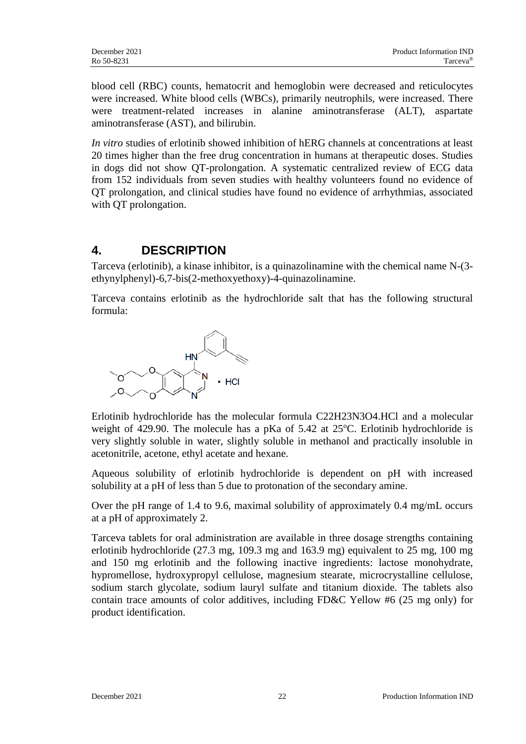blood cell (RBC) counts, hematocrit and hemoglobin were decreased and reticulocytes were increased. White blood cells (WBCs), primarily neutrophils, were increased. There were treatment-related increases in alanine aminotransferase (ALT), aspartate aminotransferase (AST), and bilirubin.

*In vitro* studies of erlotinib showed inhibition of hERG channels at concentrations at least 20 times higher than the free drug concentration in humans at therapeutic doses. Studies in dogs did not show QT-prolongation. A systematic centralized review of ECG data from 152 individuals from seven studies with healthy volunteers found no evidence of QT prolongation, and clinical studies have found no evidence of arrhythmias, associated with QT prolongation.

## 4. DESCRIPTION

Tarceva (erlotinib), a kinase inhibitor, is a quinazolinamine with the chemical name N-(3-ethynylphenyl)-6,7-bis(2-methoxyethoxy)-4-quinazolinamine.

Tarceva contains erlotinib as the hydrochloride salt that has the following structural formula:

Erlotinib hydrochloride has the molecular formula C22H23N3O4.HCl and a molecular weight of 429.90. The molecule has a pKa of 5.42 at 25°C. Erlotinib hydrochloride is very slightly soluble in water, slightly soluble in methanol and practically insoluble in acetonitrile, acetone, ethyl acetate and hexane.

Aqueous solubility of erlotinib hydrochloride is dependent on pH with increased solubility at a pH of less than 5 due to protonation of the secondary amine.

Over the pH range of 1.4 to 9.6, maximal solubility of approximately 0.4 mg/mL occurs at a pH of approximately 2.

Tarceva tablets for oral administration are available in three dosage strengths containing erlotinib hydrochloride (27.3 mg, 109.3 mg and 163.9 mg) equivalent to 25 mg, 100 mg and 150 mg erlotinib and the following inactive ingredients: lactose monohydrate, hypromellose, hydroxypropyl cellulose, magnesium stearate, microcrystalline cellulose, sodium starch glycolate, sodium lauryl sulfate and titanium dioxide. The tablets also contain trace amounts of color additives, including FD&C Yellow #6 (25 mg only) for product identification.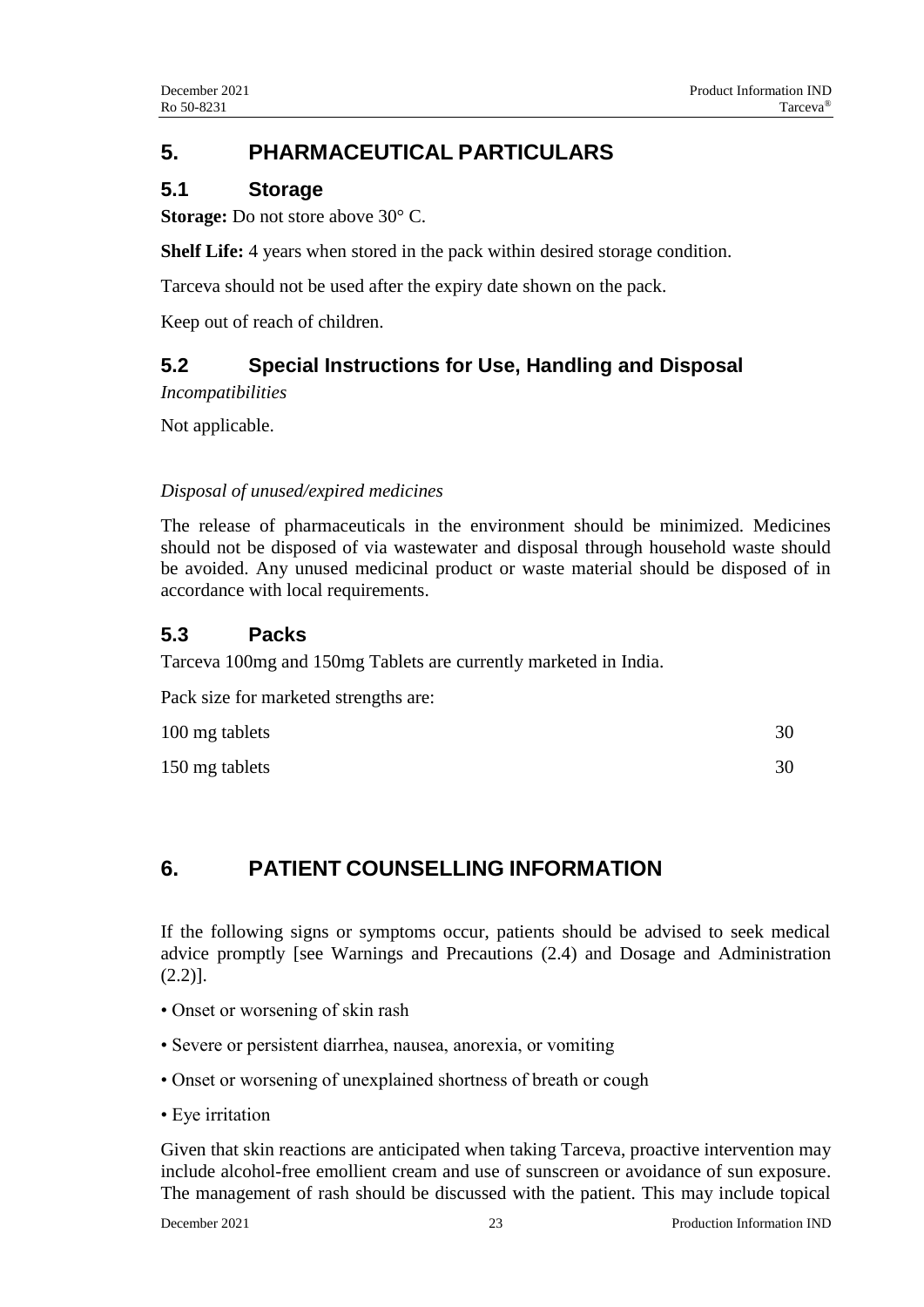# 5. PHARMACEUTICAL PARTICULARS

## 5.1 Storage

**Storage:** Do not store above 30° C.

**Shelf Life:** 4 years when stored in the pack within desired storage condition.

Tarceva should not be used after the expiry date shown on the pack.

Keep out of reach of children.

## 5.2 Special Instructions for Use, Handling and Disposal

*Incompatibilities*

Not applicable.

*Disposal of unused/expired medicines*

The release of pharmaceuticals in the environment should be minimized. Medicines should not be disposed of via wastewater and disposal through household waste should be avoided. Any unused medicinal product or waste material should be disposed of in accordance with local requirements.

## 5.3 Packs

Tarceva 100mg and 150mg Tablets are currently marketed in India.

Pack size for marketed strengths are:

| | |
|---|---|
| 100 mg tablets | 30 |
| 150 mg tablets | 30 |

# 6. PATIENT COUNSELLING INFORMATION

If the following signs or symptoms occur, patients should be advised to seek medical advice promptly [see Warnings and Precautions (2.4) and Dosage and Administration (2.2)].

- Onset or worsening of skin rash
- Severe or persistent diarrhea, nausea, anorexia, or vomiting
- Onset or worsening of unexplained shortness of breath or cough
- Eye irritation

Given that skin reactions are anticipated when taking Tarceva, proactive intervention may include alcohol-free emollient cream and use of sunscreen or avoidance of sun exposure. The management of rash should be discussed with the patient. This may include topical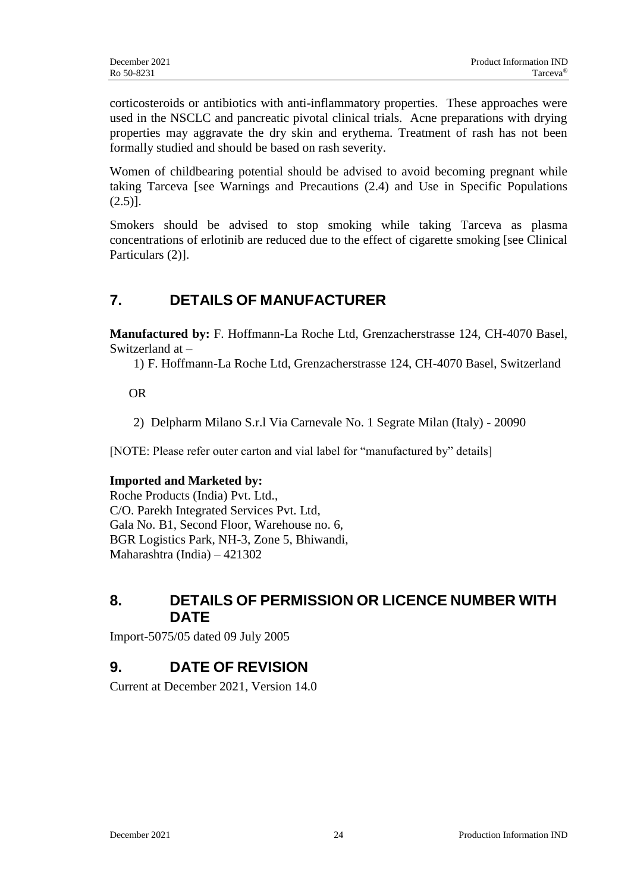corticosteroids or antibiotics with anti-inflammatory properties. These approaches were used in the NSCLC and pancreatic pivotal clinical trials. Acne preparations with drying properties may aggravate the dry skin and erythema. Treatment of rash has not been formally studied and should be based on rash severity.

Women of childbearing potential should be advised to avoid becoming pregnant while taking Tarceva [see Warnings and Precautions (2.4) and Use in Specific Populations (2.5)].

Smokers should be advised to stop smoking while taking Tarceva as plasma concentrations of erlotinib are reduced due to the effect of cigarette smoking [see Clinical Particulars (2)].

## 7. DETAILS OF MANUFACTURER

**Manufactured by:** F. Hoffmann-La Roche Ltd, Grenzacherstrasse 124, CH-4070 Basel, Switzerland at –

1) F. Hoffmann-La Roche Ltd, Grenzacherstrasse 124, CH-4070 Basel, Switzerland

OR

2) Delpharm Milano S.r.l Via Carnevale No. 1 Segrate Milan (Italy) - 20090

[NOTE: Please refer outer carton and vial label for "manufactured by" details]

**Imported and Marketed by:**
Roche Products (India) Pvt. Ltd.,
C/O. Parekh Integrated Services Pvt. Ltd,
Gala No. B1, Second Floor, Warehouse no. 6,
BGR Logistics Park, NH-3, Zone 5, Bhiwandi,
Maharashtra (India) – 421302

## 8. DETAILS OF PERMISSION OR LICENCE NUMBER WITH DATE

Import-5075/05 dated 09 July 2005

## 9. DATE OF REVISION

Current at December 2021, Version 14.0